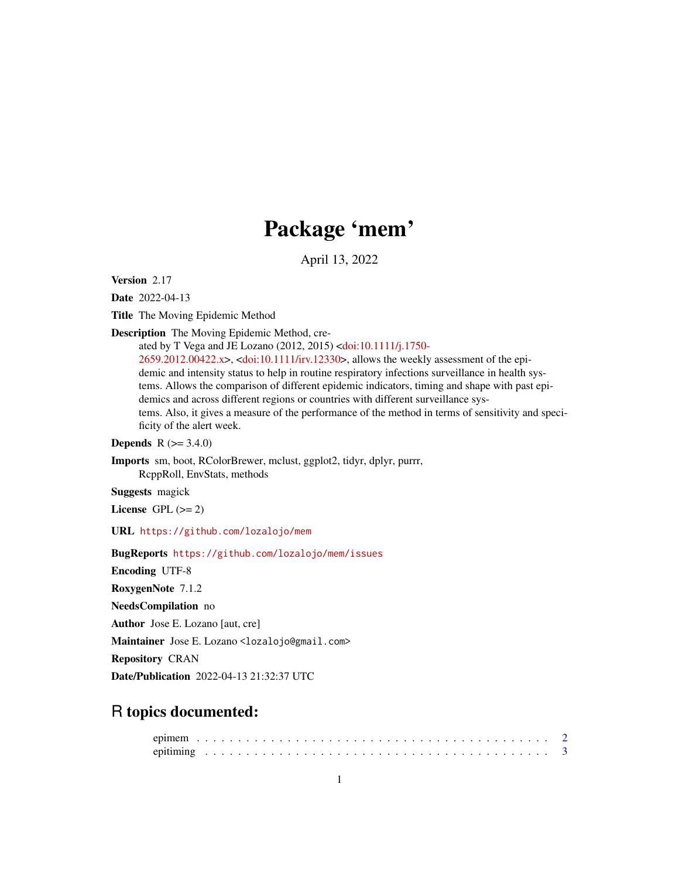# Package 'mem'

April 13, 2022

**Version** 2.17

**Date** 2022-04-13

**Title** The Moving Epidemic Method

**Description** The Moving Epidemic Method, created by T Vega and JE Lozano (2012, 2015) <doi:10.1111/j.1750-2659.2012.00422.x>, <doi:10.1111/irv.12330>, allows the weekly assessment of the epidemic and intensity status to help in routine respiratory infections surveillance in health systems. Allows the comparison of different epidemic indicators, timing and shape with past epidemics and across different regions or countries with different surveillance systems. Also, it gives a measure of the performance of the method in terms of sensitivity and specificity of the alert week.

**Depends** R (>= 3.4.0)

**Imports** sm, boot, RColorBrewer, mclust, ggplot2, tidyr, dplyr, purrr, RcppRoll, EnvStats, methods

**Suggests** magick

**License** GPL (>= 2)

**URL** https://github.com/lozalojo/mem

**BugReports** https://github.com/lozalojo/mem/issues

**Encoding** UTF-8

**RoxygenNote** 7.1.2

**NeedsCompilation** no

**Author** Jose E. Lozano [aut, cre]

**Maintainer** Jose E. Lozano <lozalojo@gmail.com>

**Repository** CRAN

**Date/Publication** 2022-04-13 21:32:37 UTC

## R topics documented:

epimem . . . . . . . . . . . . . . . . . . . . . . . . . . . . . . . . . . . . . . . . . . 2
epitiming . . . . . . . . . . . . . . . . . . . . . . . . . . . . . . . . . . . . . . . . . 3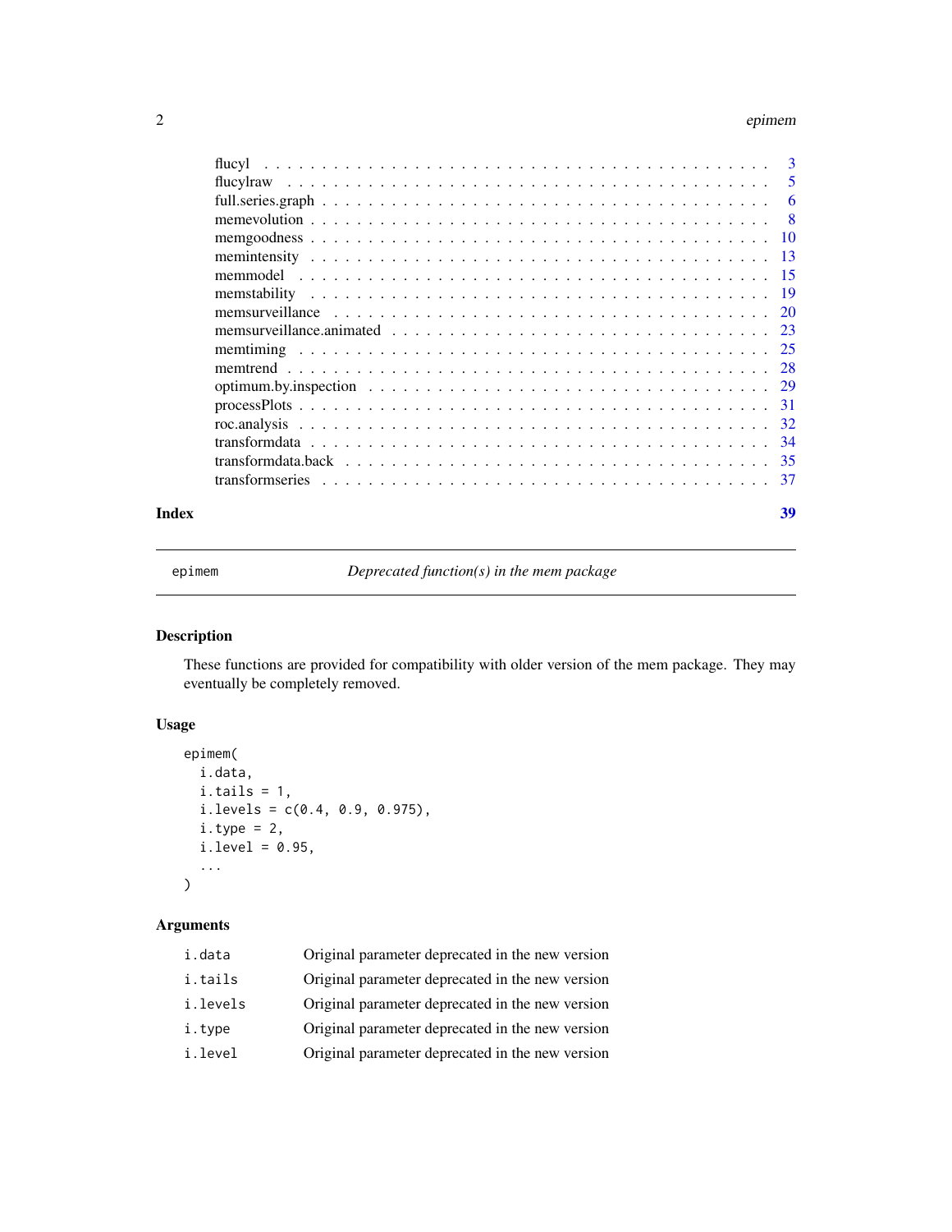| | |
|---|---|
| flucyl | 3 |
| flucylraw | 5 |
| full.series.graph | 6 |
| memevolution | 8 |
| memgoodness | 10 |
| memintensity | 13 |
| memmodel | 15 |
| memstability | 19 |
| memsurveillance | 20 |
| memsurveillance.animated | 23 |
| memtiming | 25 |
| memtrend | 28 |
| optimum.by.inspection | 29 |
| processPlots | 31 |
| roc.analysis | 32 |
| transformdata | 34 |
| transformdata.back | 35 |
| transformseries | 37 |
| **Index** | **39** |

---

`epimem` *Deprecated function(s) in the mem package*

---

## Description

These functions are provided for compatibility with older version of the mem package. They may eventually be completely removed.

## Usage

```
epimem(
  i.data,
  i.tails = 1,
  i.levels = c(0.4, 0.9, 0.975),
  i.type = 2,
  i.level = 0.95,
  ...
)
```

## Arguments

| | |
|---|---|
| `i.data` | Original parameter deprecated in the new version |
| `i.tails` | Original parameter deprecated in the new version |
| `i.levels` | Original parameter deprecated in the new version |
| `i.type` | Original parameter deprecated in the new version |
| `i.level` | Original parameter deprecated in the new version |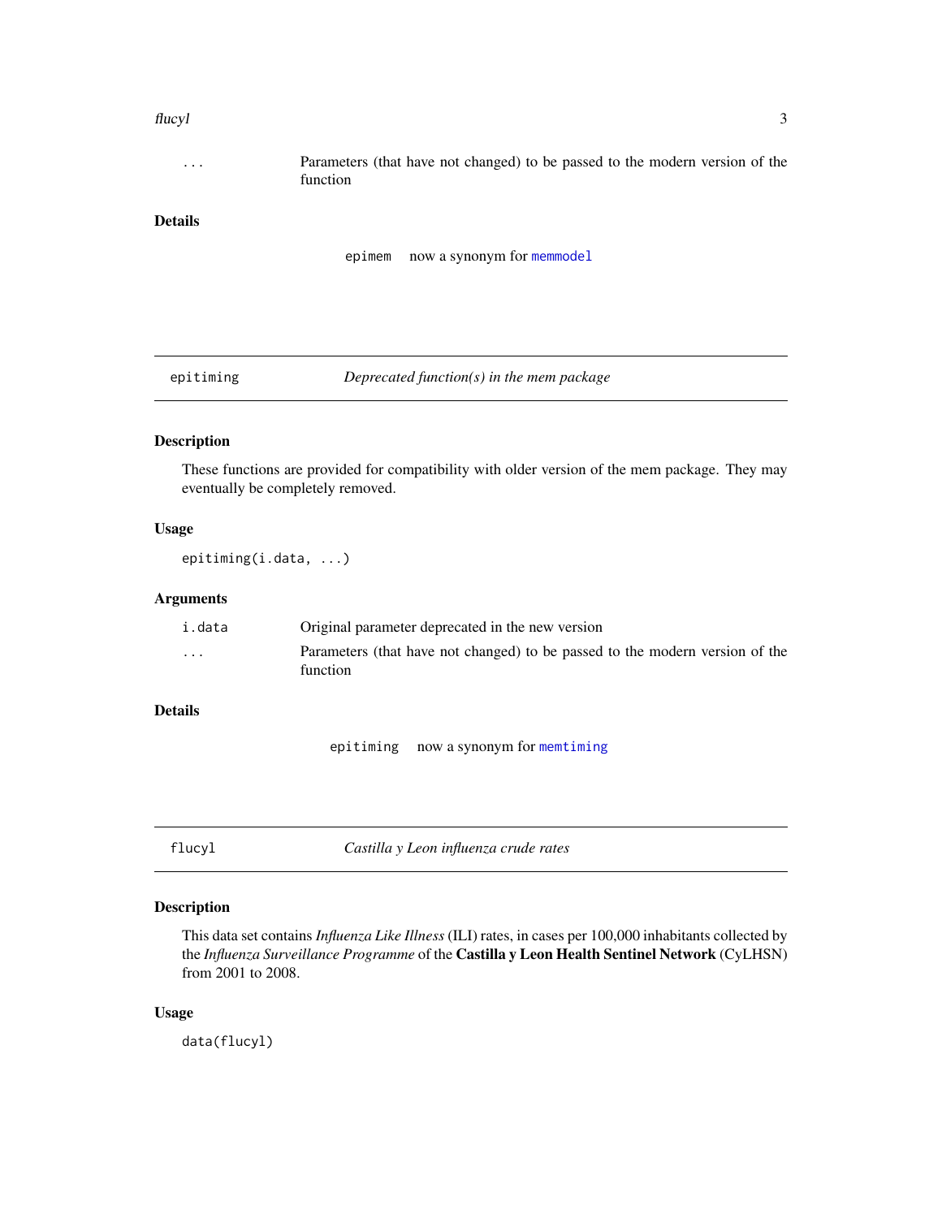| | |
|---|---|
| ... | Parameters (that have not changed) to be passed to the modern version of the function |

### Details

| | |
|---|---|
| epimem | now a synonym for memmodel |

---

## epitiming — *Deprecated function(s) in the mem package*

### Description

These functions are provided for compatibility with older version of the mem package. They may eventually be completely removed.

### Usage

```
epitiming(i.data, ...)
```

### Arguments

| | |
|---|---|
| i.data | Original parameter deprecated in the new version |
| ... | Parameters (that have not changed) to be passed to the modern version of the function |

### Details

| | |
|---|---|
| epitiming | now a synonym for memtiming |

---

## flucyl — *Castilla y Leon influenza crude rates*

### Description

This data set contains *Influenza Like Illness* (ILI) rates, in cases per 100,000 inhabitants collected by the *Influenza Surveillance Programme* of the **Castilla y Leon Health Sentinel Network** (CyLHSN) from 2001 to 2008.

### Usage

```
data(flucyl)
```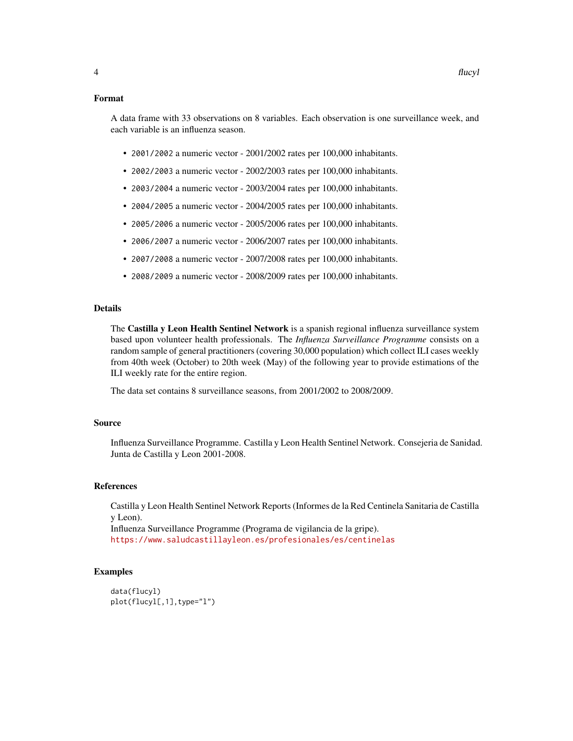## Format

A data frame with 33 observations on 8 variables. Each observation is one surveillance week, and each variable is an influenza season.

- `2001/2002` a numeric vector - 2001/2002 rates per 100,000 inhabitants.
- `2002/2003` a numeric vector - 2002/2003 rates per 100,000 inhabitants.
- `2003/2004` a numeric vector - 2003/2004 rates per 100,000 inhabitants.
- `2004/2005` a numeric vector - 2004/2005 rates per 100,000 inhabitants.
- `2005/2006` a numeric vector - 2005/2006 rates per 100,000 inhabitants.
- `2006/2007` a numeric vector - 2006/2007 rates per 100,000 inhabitants.
- `2007/2008` a numeric vector - 2007/2008 rates per 100,000 inhabitants.
- `2008/2009` a numeric vector - 2008/2009 rates per 100,000 inhabitants.

## Details

The **Castilla y Leon Health Sentinel Network** is a spanish regional influenza surveillance system based upon volunteer health professionals. The *Influenza Surveillance Programme* consists on a random sample of general practitioners (covering 30,000 population) which collect ILI cases weekly from 40th week (October) to 20th week (May) of the following year to provide estimations of the ILI weekly rate for the entire region.

The data set contains 8 surveillance seasons, from 2001/2002 to 2008/2009.

## Source

Influenza Surveillance Programme. Castilla y Leon Health Sentinel Network. Consejeria de Sanidad. Junta de Castilla y Leon 2001-2008.

## References

Castilla y Leon Health Sentinel Network Reports (Informes de la Red Centinela Sanitaria de Castilla y Leon).
Influenza Surveillance Programme (Programa de vigilancia de la gripe).
https://www.saludcastillayleon.es/profesionales/es/centinelas

## Examples

```
data(flucyl)
plot(flucyl[,1],type="l")
```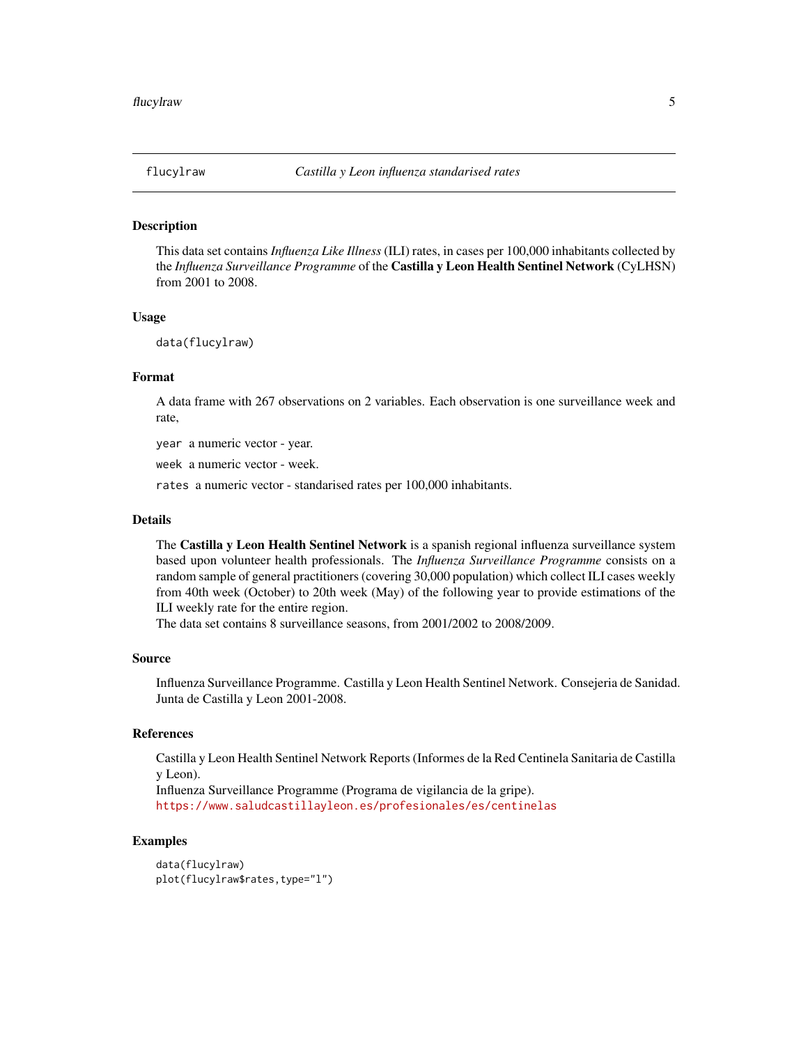# flucylraw — *Castilla y Leon influenza standarised rates*

## Description

This data set contains *Influenza Like Illness* (ILI) rates, in cases per 100,000 inhabitants collected by the *Influenza Surveillance Programme* of the **Castilla y Leon Health Sentinel Network** (CyLHSN) from 2001 to 2008.

## Usage

```
data(flucylraw)
```

## Format

A data frame with 267 observations on 2 variables. Each observation is one surveillance week and rate,

`year` a numeric vector - year.

`week` a numeric vector - week.

`rates` a numeric vector - standarised rates per 100,000 inhabitants.

## Details

The **Castilla y Leon Health Sentinel Network** is a spanish regional influenza surveillance system based upon volunteer health professionals. The *Influenza Surveillance Programme* consists on a random sample of general practitioners (covering 30,000 population) which collect ILI cases weekly from 40th week (October) to 20th week (May) of the following year to provide estimations of the ILI weekly rate for the entire region.
The data set contains 8 surveillance seasons, from 2001/2002 to 2008/2009.

## Source

Influenza Surveillance Programme. Castilla y Leon Health Sentinel Network. Consejeria de Sanidad. Junta de Castilla y Leon 2001-2008.

## References

Castilla y Leon Health Sentinel Network Reports (Informes de la Red Centinela Sanitaria de Castilla y Leon).
Influenza Surveillance Programme (Programa de vigilancia de la gripe).
https://www.saludcastillayleon.es/profesionales/es/centinelas

## Examples

```
data(flucylraw)
plot(flucylraw$rates,type="l")
```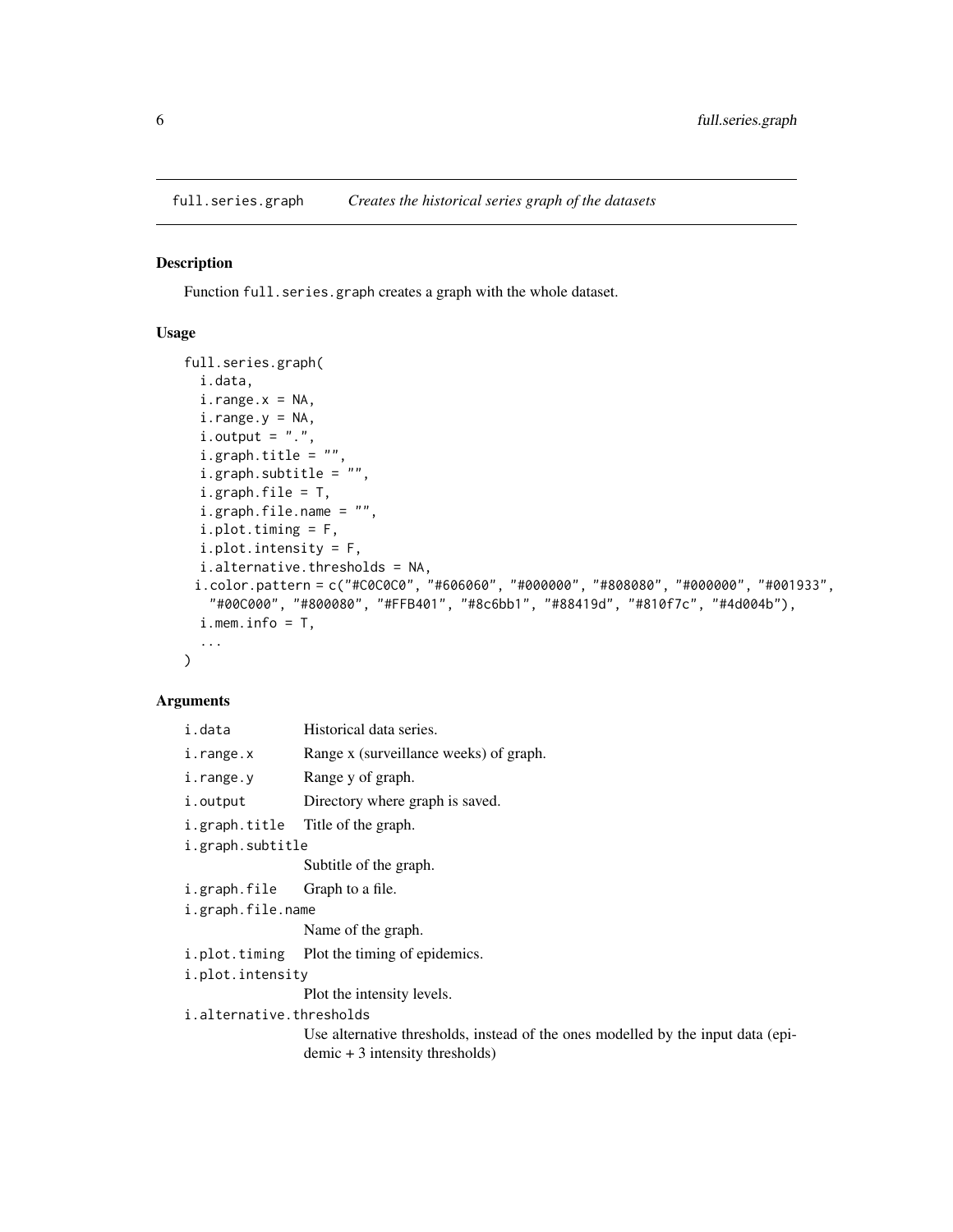# full.series.graph *Creates the historical series graph of the datasets*

## Description

Function `full.series.graph` creates a graph with the whole dataset.

## Usage

```
full.series.graph(
  i.data,
  i.range.x = NA,
  i.range.y = NA,
  i.output = ".",
  i.graph.title = "",
  i.graph.subtitle = "",
  i.graph.file = T,
  i.graph.file.name = "",
  i.plot.timing = F,
  i.plot.intensity = F,
  i.alternative.thresholds = NA,
 i.color.pattern = c("#C0C0C0", "#606060", "#000000", "#808080", "#000000", "#001933",
   "#00C000", "#800080", "#FFB401", "#8c6bb1", "#88419d", "#810f7c", "#4d004b"),
  i.mem.info = T,
  ...
)
```

## Arguments

- `i.data` Historical data series.
- `i.range.x` Range x (surveillance weeks) of graph.
- `i.range.y` Range y of graph.
- `i.output` Directory where graph is saved.
- `i.graph.title` Title of the graph.
- `i.graph.subtitle` Subtitle of the graph.
- `i.graph.file` Graph to a file.
- `i.graph.file.name` Name of the graph.
- `i.plot.timing` Plot the timing of epidemics.
- `i.plot.intensity` Plot the intensity levels.
- `i.alternative.thresholds` Use alternative thresholds, instead of the ones modelled by the input data (epidemic + 3 intensity thresholds)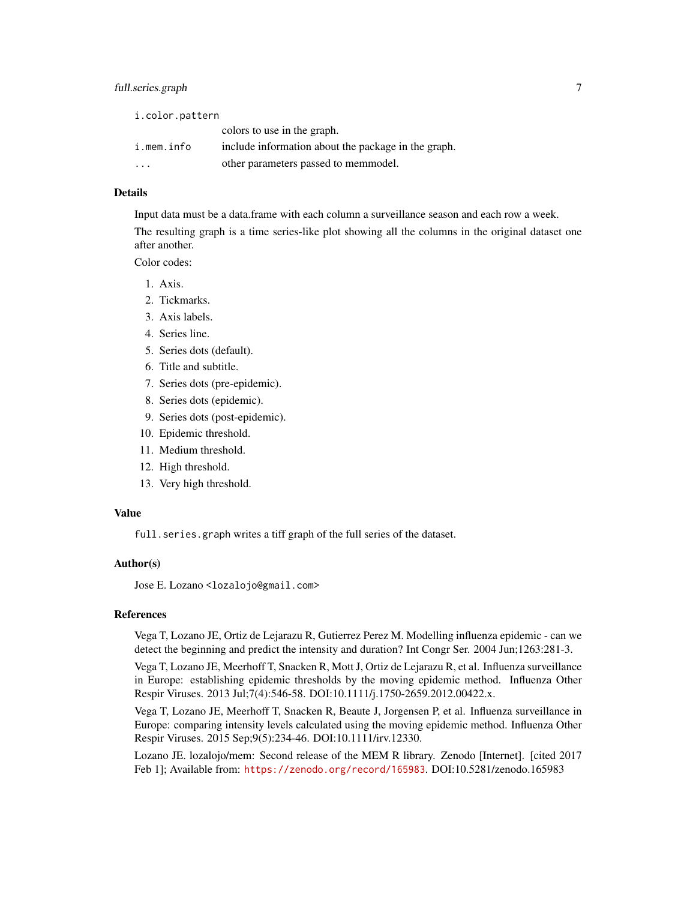| | |
|---|---|
| `i.color.pattern` | colors to use in the graph. |
| `i.mem.info` | include information about the package in the graph. |
| `...` | other parameters passed to memmodel. |

### Details

Input data must be a data.frame with each column a surveillance season and each row a week.

The resulting graph is a time series-like plot showing all the columns in the original dataset one after another.

Color codes:

1. Axis.
2. Tickmarks.
3. Axis labels.
4. Series line.
5. Series dots (default).
6. Title and subtitle.
7. Series dots (pre-epidemic).
8. Series dots (epidemic).
9. Series dots (post-epidemic).
10. Epidemic threshold.
11. Medium threshold.
12. High threshold.
13. Very high threshold.

### Value

`full.series.graph` writes a tiff graph of the full series of the dataset.

### Author(s)

Jose E. Lozano <lozalojo@gmail.com>

### References

Vega T, Lozano JE, Ortiz de Lejarazu R, Gutierrez Perez M. Modelling influenza epidemic - can we detect the beginning and predict the intensity and duration? Int Congr Ser. 2004 Jun;1263:281-3.

Vega T, Lozano JE, Meerhoff T, Snacken R, Mott J, Ortiz de Lejarazu R, et al. Influenza surveillance in Europe: establishing epidemic thresholds by the moving epidemic method. Influenza Other Respir Viruses. 2013 Jul;7(4):546-58. DOI:10.1111/j.1750-2659.2012.00422.x.

Vega T, Lozano JE, Meerhoff T, Snacken R, Beaute J, Jorgensen P, et al. Influenza surveillance in Europe: comparing intensity levels calculated using the moving epidemic method. Influenza Other Respir Viruses. 2015 Sep;9(5):234-46. DOI:10.1111/irv.12330.

Lozano JE. lozalojo/mem: Second release of the MEM R library. Zenodo [Internet]. [cited 2017 Feb 1]; Available from: https://zenodo.org/record/165983. DOI:10.5281/zenodo.165983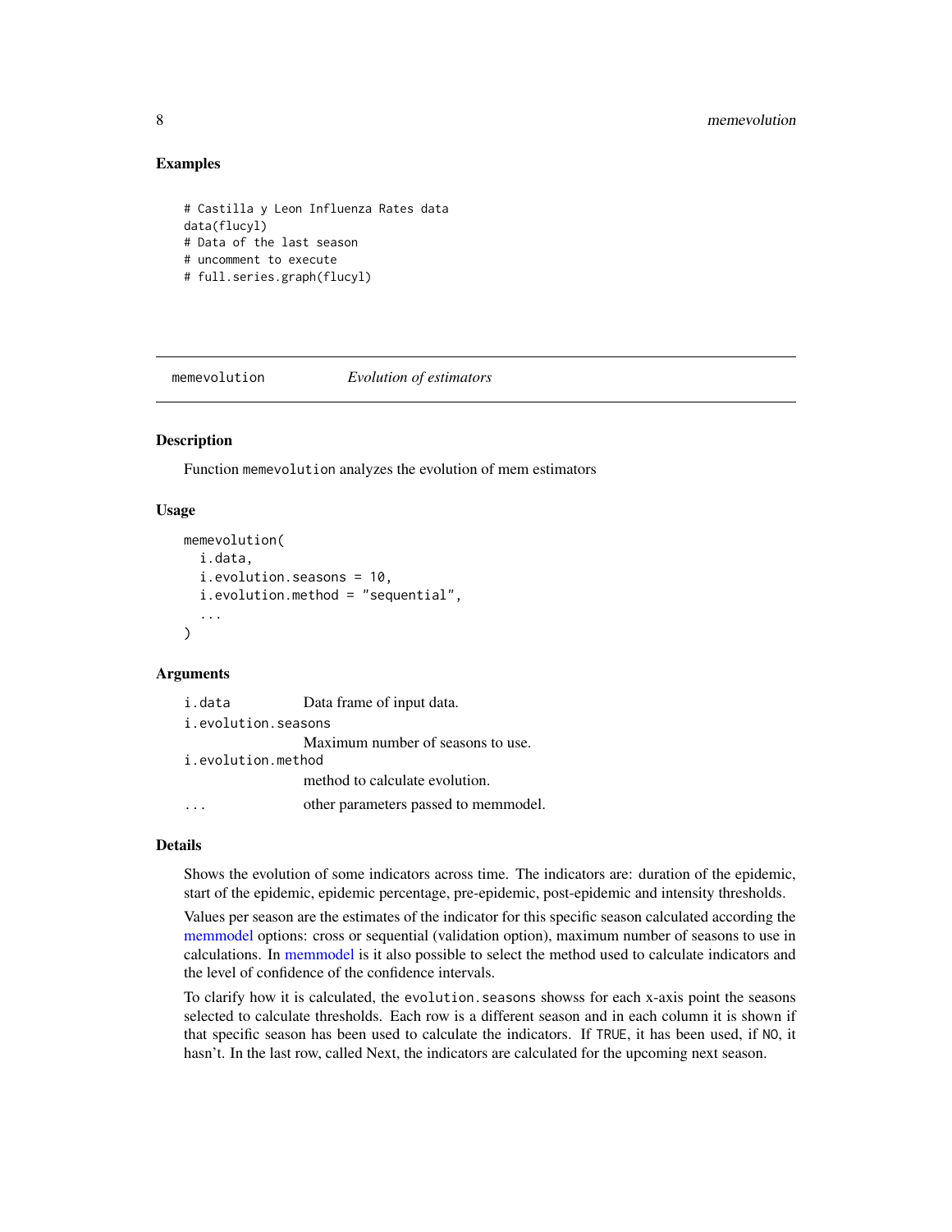## Examples

```
# Castilla y Leon Influenza Rates data
data(flucyl)
# Data of the last season
# uncomment to execute
# full.series.graph(flucyl)
```

---

`memevolution` *Evolution of estimators*

---

### Description

Function `memevolution` analyzes the evolution of mem estimators

### Usage

```
memevolution(
  i.data,
  i.evolution.seasons = 10,
  i.evolution.method = "sequential",
  ...
)
```

### Arguments

| | |
|---|---|
| `i.data` | Data frame of input data. |
| `i.evolution.seasons` | Maximum number of seasons to use. |
| `i.evolution.method` | method to calculate evolution. |
| `...` | other parameters passed to memmodel. |

### Details

Shows the evolution of some indicators across time. The indicators are: duration of the epidemic, start of the epidemic, epidemic percentage, pre-epidemic, post-epidemic and intensity thresholds.

Values per season are the estimates of the indicator for this specific season calculated according the memmodel options: cross or sequential (validation option), maximum number of seasons to use in calculations. In memmodel is it also possible to select the method used to calculate indicators and the level of confidence of the confidence intervals.

To clarify how it is calculated, the `evolution.seasons` showss for each x-axis point the seasons selected to calculate thresholds. Each row is a different season and in each column it is shown if that specific season has been used to calculate the indicators. If `TRUE`, it has been used, if `NO`, it hasn't. In the last row, called Next, the indicators are calculated for the upcoming next season.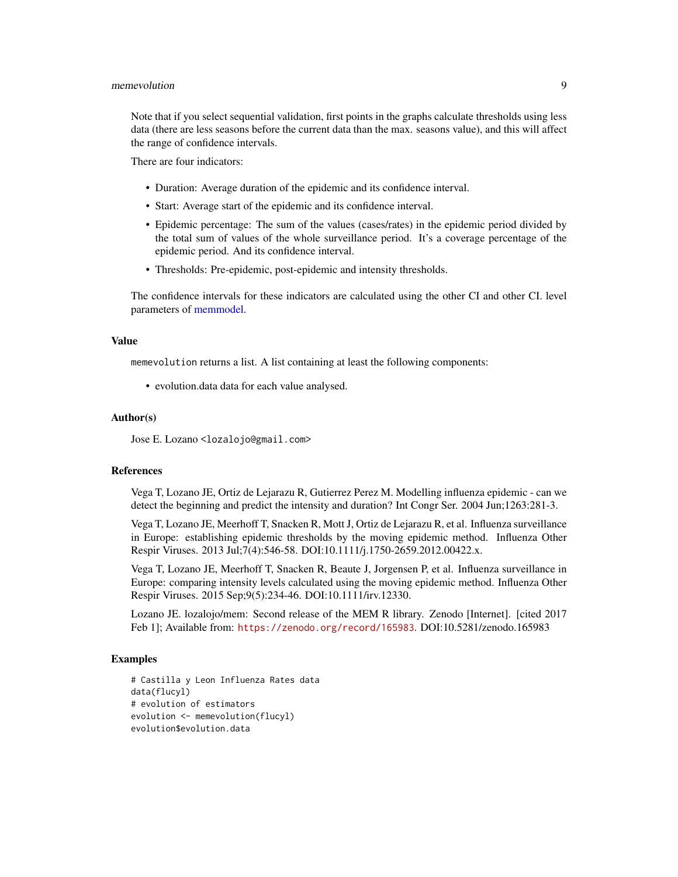Note that if you select sequential validation, first points in the graphs calculate thresholds using less data (there are less seasons before the current data than the max. seasons value), and this will affect the range of confidence intervals.

There are four indicators:

- Duration: Average duration of the epidemic and its confidence interval.
- Start: Average start of the epidemic and its confidence interval.
- Epidemic percentage: The sum of the values (cases/rates) in the epidemic period divided by the total sum of values of the whole surveillance period. It's a coverage percentage of the epidemic period. And its confidence interval.
- Thresholds: Pre-epidemic, post-epidemic and intensity thresholds.

The confidence intervals for these indicators are calculated using the other CI and other CI. level parameters of memmodel.

### Value

`memevolution` returns a list. A list containing at least the following components:

- evolution.data data for each value analysed.

### Author(s)

Jose E. Lozano <lozalojo@gmail.com>

### References

Vega T, Lozano JE, Ortiz de Lejarazu R, Gutierrez Perez M. Modelling influenza epidemic - can we detect the beginning and predict the intensity and duration? Int Congr Ser. 2004 Jun;1263:281-3.

Vega T, Lozano JE, Meerhoff T, Snacken R, Mott J, Ortiz de Lejarazu R, et al. Influenza surveillance in Europe: establishing epidemic thresholds by the moving epidemic method. Influenza Other Respir Viruses. 2013 Jul;7(4):546-58. DOI:10.1111/j.1750-2659.2012.00422.x.

Vega T, Lozano JE, Meerhoff T, Snacken R, Beaute J, Jorgensen P, et al. Influenza surveillance in Europe: comparing intensity levels calculated using the moving epidemic method. Influenza Other Respir Viruses. 2015 Sep;9(5):234-46. DOI:10.1111/irv.12330.

Lozano JE. lozalojo/mem: Second release of the MEM R library. Zenodo [Internet]. [cited 2017 Feb 1]; Available from: https://zenodo.org/record/165983. DOI:10.5281/zenodo.165983

### Examples

```
# Castilla y Leon Influenza Rates data
data(flucyl)
# evolution of estimators
evolution <- memevolution(flucyl)
evolution$evolution.data
```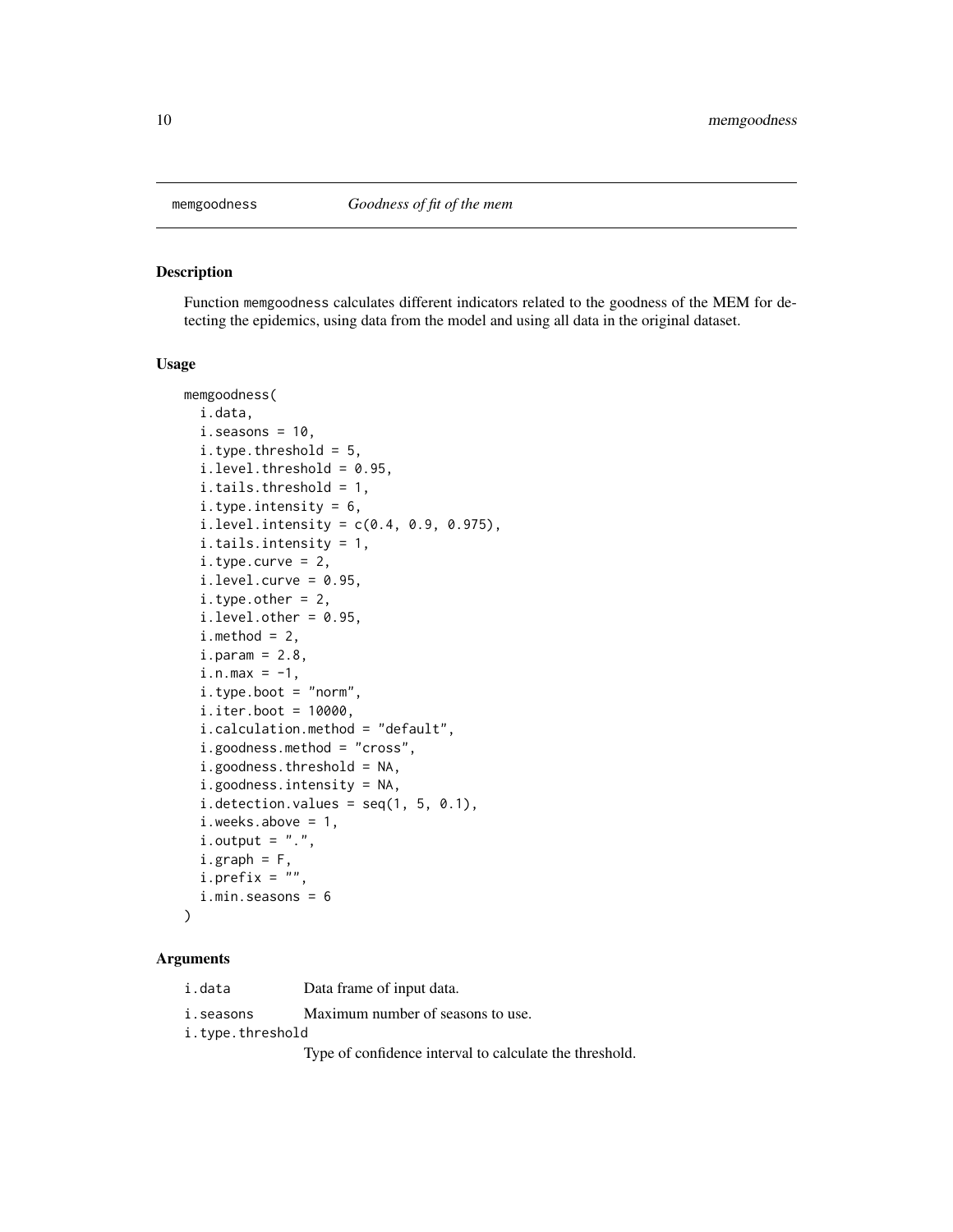## memgoodness *Goodness of fit of the mem*

### Description

Function memgoodness calculates different indicators related to the goodness of the MEM for detecting the epidemics, using data from the model and using all data in the original dataset.

### Usage

```
memgoodness(
  i.data,
  i.seasons = 10,
  i.type.threshold = 5,
  i.level.threshold = 0.95,
  i.tails.threshold = 1,
  i.type.intensity = 6,
  i.level.intensity = c(0.4, 0.9, 0.975),
  i.tails.intensity = 1,
  i.type.curve = 2,
  i.level.curve = 0.95,
  i.type.other = 2,
  i.level.other = 0.95,
  i.method = 2,
  i.param = 2.8,
  i.n.max = -1,
  i.type.boot = "norm",
  i.iter.boot = 10000,
  i.calculation.method = "default",
  i.goodness.method = "cross",
  i.goodness.threshold = NA,
  i.goodness.intensity = NA,
  i.detection.values = seq(1, 5, 0.1),
  i.weeks.above = 1,
  i.output = ".",
  i.graph = F,
  i.prefix = "",
  i.min.seasons = 6
)
```

### Arguments

i.data Data frame of input data.

i.seasons Maximum number of seasons to use.

i.type.threshold Type of confidence interval to calculate the threshold.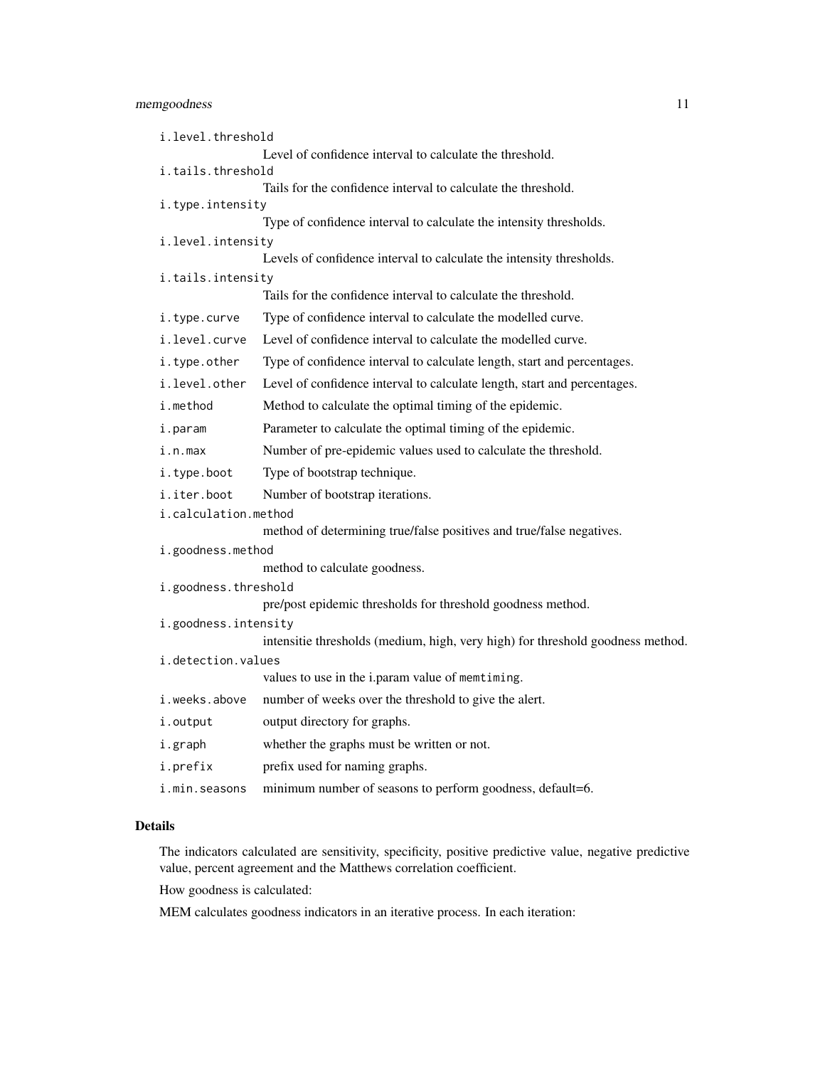- `i.level.threshold`
  Level of confidence interval to calculate the threshold.
- `i.tails.threshold`
  Tails for the confidence interval to calculate the threshold.
- `i.type.intensity`
  Type of confidence interval to calculate the intensity thresholds.
- `i.level.intensity`
  Levels of confidence interval to calculate the intensity thresholds.
- `i.tails.intensity`
  Tails for the confidence interval to calculate the threshold.
- `i.type.curve` Type of confidence interval to calculate the modelled curve.
- `i.level.curve` Level of confidence interval to calculate the modelled curve.
- `i.type.other` Type of confidence interval to calculate length, start and percentages.
- `i.level.other` Level of confidence interval to calculate length, start and percentages.
- `i.method` Method to calculate the optimal timing of the epidemic.
- `i.param` Parameter to calculate the optimal timing of the epidemic.
- `i.n.max` Number of pre-epidemic values used to calculate the threshold.
- `i.type.boot` Type of bootstrap technique.
- `i.iter.boot` Number of bootstrap iterations.
- `i.calculation.method`
  method of determining true/false positives and true/false negatives.
- `i.goodness.method`
  method to calculate goodness.
- `i.goodness.threshold`
  pre/post epidemic thresholds for threshold goodness method.
- `i.goodness.intensity`
  intensitie thresholds (medium, high, very high) for threshold goodness method.
- `i.detection.values`
  values to use in the i.param value of `memtiming`.
- `i.weeks.above` number of weeks over the threshold to give the alert.
- `i.output` output directory for graphs.
- `i.graph` whether the graphs must be written or not.
- `i.prefix` prefix used for naming graphs.
- `i.min.seasons` minimum number of seasons to perform goodness, default=6.

## Details

The indicators calculated are sensitivity, specificity, positive predictive value, negative predictive value, percent agreement and the Matthews correlation coefficient.

How goodness is calculated:

MEM calculates goodness indicators in an iterative process. In each iteration: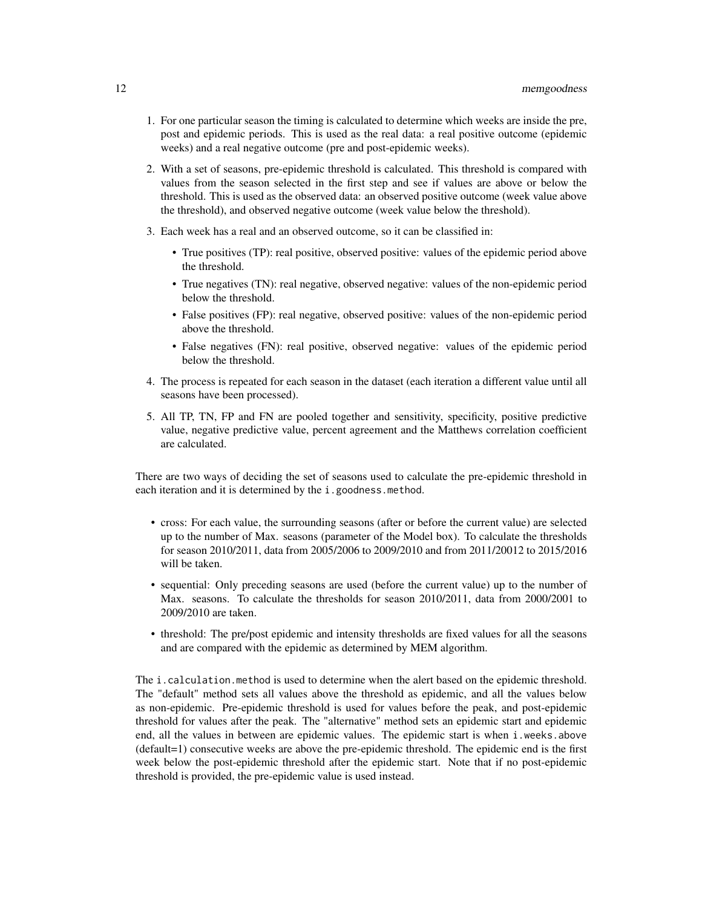1. For one particular season the timing is calculated to determine which weeks are inside the pre, post and epidemic periods. This is used as the real data: a real positive outcome (epidemic weeks) and a real negative outcome (pre and post-epidemic weeks).

2. With a set of seasons, pre-epidemic threshold is calculated. This threshold is compared with values from the season selected in the first step and see if values are above or below the threshold. This is used as the observed data: an observed positive outcome (week value above the threshold), and observed negative outcome (week value below the threshold).

3. Each week has a real and an observed outcome, so it can be classified in:
   - True positives (TP): real positive, observed positive: values of the epidemic period above the threshold.
   - True negatives (TN): real negative, observed negative: values of the non-epidemic period below the threshold.
   - False positives (FP): real negative, observed positive: values of the non-epidemic period above the threshold.
   - False negatives (FN): real positive, observed negative: values of the epidemic period below the threshold.

4. The process is repeated for each season in the dataset (each iteration a different value until all seasons have been processed).

5. All TP, TN, FP and FN are pooled together and sensitivity, specificity, positive predictive value, negative predictive value, percent agreement and the Matthews correlation coefficient are calculated.

There are two ways of deciding the set of seasons used to calculate the pre-epidemic threshold in each iteration and it is determined by the `i.goodness.method`.

- cross: For each value, the surrounding seasons (after or before the current value) are selected up to the number of Max. seasons (parameter of the Model box). To calculate the thresholds for season 2010/2011, data from 2005/2006 to 2009/2010 and from 2011/20012 to 2015/2016 will be taken.
- sequential: Only preceding seasons are used (before the current value) up to the number of Max. seasons. To calculate the thresholds for season 2010/2011, data from 2000/2001 to 2009/2010 are taken.
- threshold: The pre/post epidemic and intensity thresholds are fixed values for all the seasons and are compared with the epidemic as determined by MEM algorithm.

The `i.calculation.method` is used to determine when the alert based on the epidemic threshold. The "default" method sets all values above the threshold as epidemic, and all the values below as non-epidemic. Pre-epidemic threshold is used for values before the peak, and post-epidemic threshold for values after the peak. The "alternative" method sets an epidemic start and epidemic end, all the values in between are epidemic values. The epidemic start is when `i.weeks.above` (default=1) consecutive weeks are above the pre-epidemic threshold. The epidemic end is the first week below the post-epidemic threshold after the epidemic start. Note that if no post-epidemic threshold is provided, the pre-epidemic value is used instead.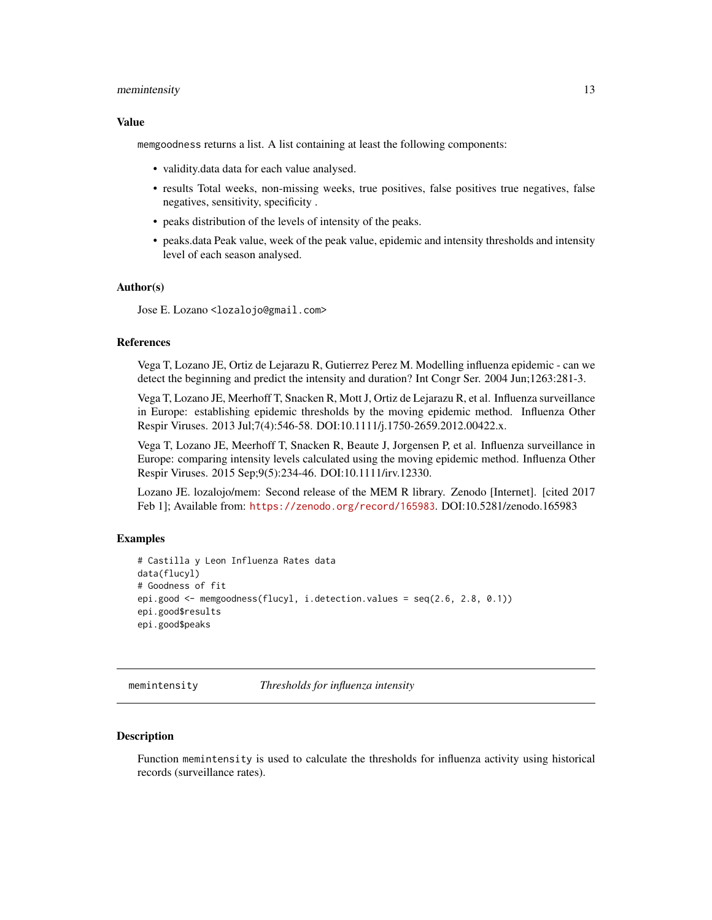### Value

memgoodness returns a list. A list containing at least the following components:

- validity.data data for each value analysed.
- results Total weeks, non-missing weeks, true positives, false positives true negatives, false negatives, sensitivity, specificity .
- peaks distribution of the levels of intensity of the peaks.
- peaks.data Peak value, week of the peak value, epidemic and intensity thresholds and intensity level of each season analysed.

### Author(s)

Jose E. Lozano <lozalojo@gmail.com>

### References

Vega T, Lozano JE, Ortiz de Lejarazu R, Gutierrez Perez M. Modelling influenza epidemic - can we detect the beginning and predict the intensity and duration? Int Congr Ser. 2004 Jun;1263:281-3.

Vega T, Lozano JE, Meerhoff T, Snacken R, Mott J, Ortiz de Lejarazu R, et al. Influenza surveillance in Europe: establishing epidemic thresholds by the moving epidemic method. Influenza Other Respir Viruses. 2013 Jul;7(4):546-58. DOI:10.1111/j.1750-2659.2012.00422.x.

Vega T, Lozano JE, Meerhoff T, Snacken R, Beaute J, Jorgensen P, et al. Influenza surveillance in Europe: comparing intensity levels calculated using the moving epidemic method. Influenza Other Respir Viruses. 2015 Sep;9(5):234-46. DOI:10.1111/irv.12330.

Lozano JE. lozalojo/mem: Second release of the MEM R library. Zenodo [Internet]. [cited 2017 Feb 1]; Available from: https://zenodo.org/record/165983. DOI:10.5281/zenodo.165983

### Examples

```
# Castilla y Leon Influenza Rates data
data(flucyl)
# Goodness of fit
epi.good <- memgoodness(flucyl, i.detection.values = seq(2.6, 2.8, 0.1))
epi.good$results
epi.good$peaks
```

---

## memintensity *Thresholds for influenza intensity*

---

### Description

Function memintensity is used to calculate the thresholds for influenza activity using historical records (surveillance rates).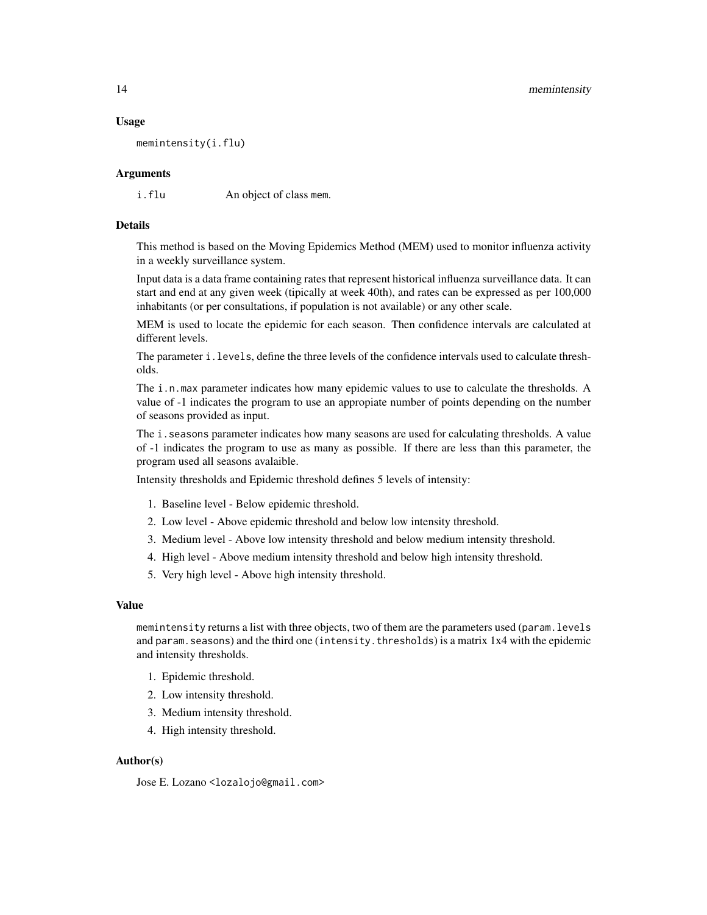## Usage

```
memintensity(i.flu)
```

## Arguments

i.flu An object of class mem.

## Details

This method is based on the Moving Epidemics Method (MEM) used to monitor influenza activity in a weekly surveillance system.

Input data is a data frame containing rates that represent historical influenza surveillance data. It can start and end at any given week (tipically at week 40th), and rates can be expressed as per 100,000 inhabitants (or per consultations, if population is not available) or any other scale.

MEM is used to locate the epidemic for each season. Then confidence intervals are calculated at different levels.

The parameter i.levels, define the three levels of the confidence intervals used to calculate thresholds.

The i.n.max parameter indicates how many epidemic values to use to calculate the thresholds. A value of -1 indicates the program to use an appropiate number of points depending on the number of seasons provided as input.

The i.seasons parameter indicates how many seasons are used for calculating thresholds. A value of -1 indicates the program to use as many as possible. If there are less than this parameter, the program used all seasons avalaible.

Intensity thresholds and Epidemic threshold defines 5 levels of intensity:

1. Baseline level - Below epidemic threshold.
2. Low level - Above epidemic threshold and below low intensity threshold.
3. Medium level - Above low intensity threshold and below medium intensity threshold.
4. High level - Above medium intensity threshold and below high intensity threshold.
5. Very high level - Above high intensity threshold.

## Value

memintensity returns a list with three objects, two of them are the parameters used (param.levels and param.seasons) and the third one (intensity.thresholds) is a matrix 1x4 with the epidemic and intensity thresholds.

1. Epidemic threshold.
2. Low intensity threshold.
3. Medium intensity threshold.
4. High intensity threshold.

## Author(s)

Jose E. Lozano <lozalojo@gmail.com>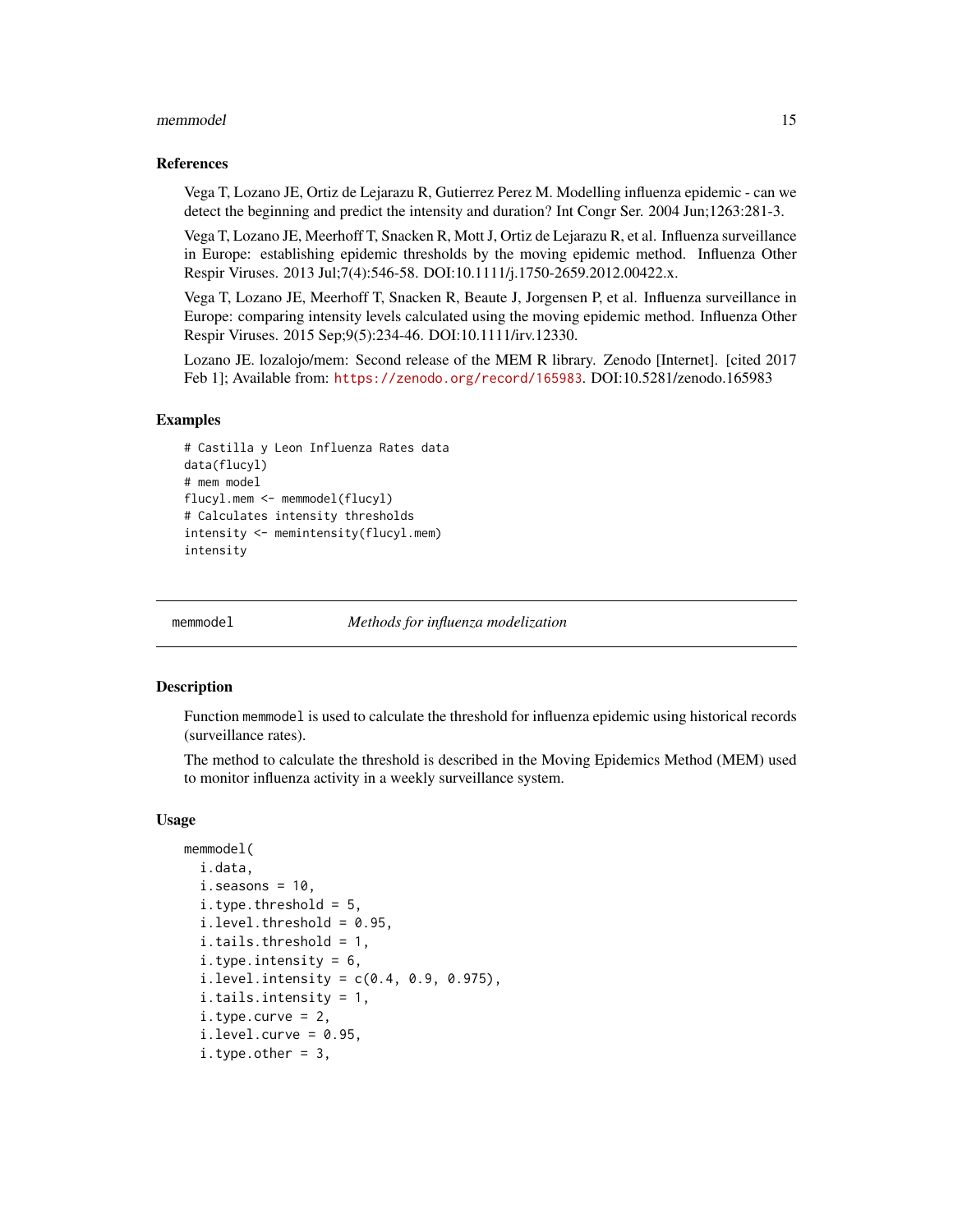### References

Vega T, Lozano JE, Ortiz de Lejarazu R, Gutierrez Perez M. Modelling influenza epidemic - can we detect the beginning and predict the intensity and duration? Int Congr Ser. 2004 Jun;1263:281-3.

Vega T, Lozano JE, Meerhoff T, Snacken R, Mott J, Ortiz de Lejarazu R, et al. Influenza surveillance in Europe: establishing epidemic thresholds by the moving epidemic method. Influenza Other Respir Viruses. 2013 Jul;7(4):546-58. DOI:10.1111/j.1750-2659.2012.00422.x.

Vega T, Lozano JE, Meerhoff T, Snacken R, Beaute J, Jorgensen P, et al. Influenza surveillance in Europe: comparing intensity levels calculated using the moving epidemic method. Influenza Other Respir Viruses. 2015 Sep;9(5):234-46. DOI:10.1111/irv.12330.

Lozano JE. lozalojo/mem: Second release of the MEM R library. Zenodo [Internet]. [cited 2017 Feb 1]; Available from: https://zenodo.org/record/165983. DOI:10.5281/zenodo.165983

### Examples

```
# Castilla y Leon Influenza Rates data
data(flucyl)
# mem model
flucyl.mem <- memmodel(flucyl)
# Calculates intensity thresholds
intensity <- memintensity(flucyl.mem)
intensity
```

---

## memmodel — *Methods for influenza modelization*

---

### Description

Function memmodel is used to calculate the threshold for influenza epidemic using historical records (surveillance rates).

The method to calculate the threshold is described in the Moving Epidemics Method (MEM) used to monitor influenza activity in a weekly surveillance system.

### Usage

```
memmodel(
  i.data,
  i.seasons = 10,
  i.type.threshold = 5,
  i.level.threshold = 0.95,
  i.tails.threshold = 1,
  i.type.intensity = 6,
  i.level.intensity = c(0.4, 0.9, 0.975),
  i.tails.intensity = 1,
  i.type.curve = 2,
  i.level.curve = 0.95,
  i.type.other = 3,
```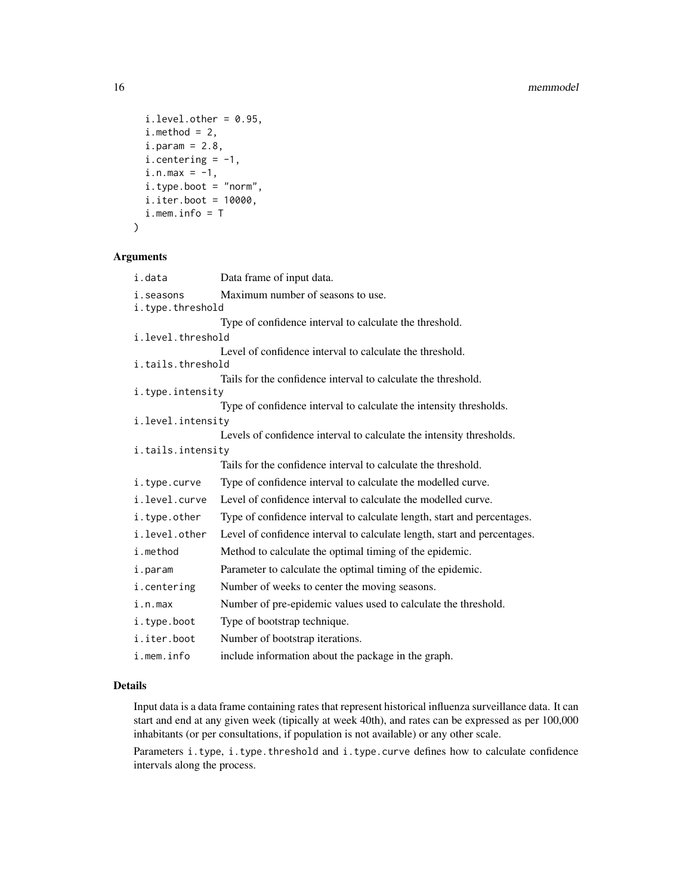```
  i.level.other = 0.95,
  i.method = 2,
  i.param = 2.8,
  i.centering = -1,
  i.n.max = -1,
  i.type.boot = "norm",
  i.iter.boot = 10000,
  i.mem.info = T
)
```

## Arguments

| | |
|---|---|
| i.data | Data frame of input data. |
| i.seasons | Maximum number of seasons to use. |
| i.type.threshold | Type of confidence interval to calculate the threshold. |
| i.level.threshold | Level of confidence interval to calculate the threshold. |
| i.tails.threshold | Tails for the confidence interval to calculate the threshold. |
| i.type.intensity | Type of confidence interval to calculate the intensity thresholds. |
| i.level.intensity | Levels of confidence interval to calculate the intensity thresholds. |
| i.tails.intensity | Tails for the confidence interval to calculate the threshold. |
| i.type.curve | Type of confidence interval to calculate the modelled curve. |
| i.level.curve | Level of confidence interval to calculate the modelled curve. |
| i.type.other | Type of confidence interval to calculate length, start and percentages. |
| i.level.other | Level of confidence interval to calculate length, start and percentages. |
| i.method | Method to calculate the optimal timing of the epidemic. |
| i.param | Parameter to calculate the optimal timing of the epidemic. |
| i.centering | Number of weeks to center the moving seasons. |
| i.n.max | Number of pre-epidemic values used to calculate the threshold. |
| i.type.boot | Type of bootstrap technique. |
| i.iter.boot | Number of bootstrap iterations. |
| i.mem.info | include information about the package in the graph. |

## Details

Input data is a data frame containing rates that represent historical influenza surveillance data. It can start and end at any given week (tipically at week 40th), and rates can be expressed as per 100,000 inhabitants (or per consultations, if population is not available) or any other scale.

Parameters `i.type`, `i.type.threshold` and `i.type.curve` defines how to calculate confidence intervals along the process.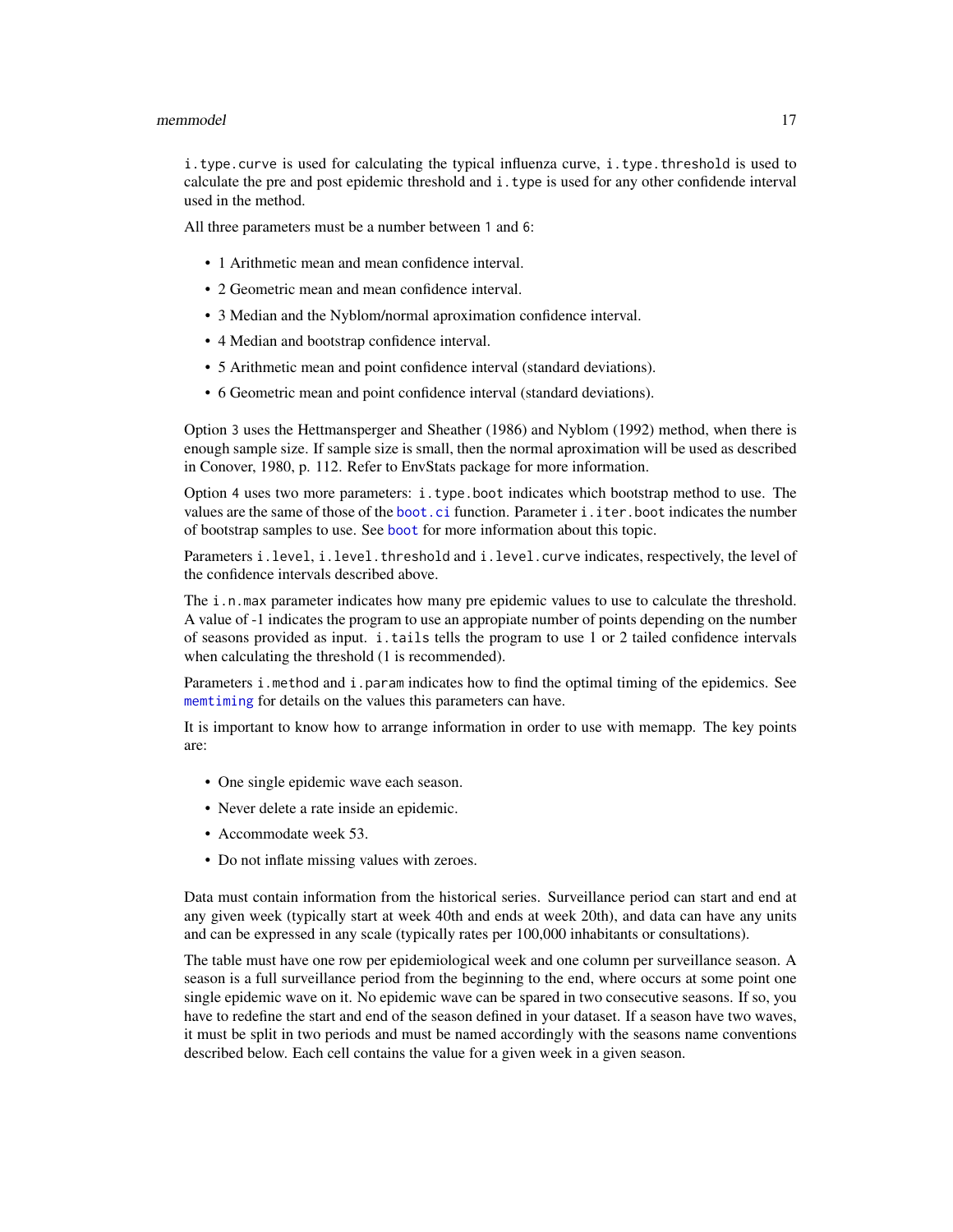`i.type.curve` is used for calculating the typical influenza curve, `i.type.threshold` is used to calculate the pre and post epidemic threshold and `i.type` is used for any other confidende interval used in the method.

All three parameters must be a number between 1 and 6:

- 1 Arithmetic mean and mean confidence interval.
- 2 Geometric mean and mean confidence interval.
- 3 Median and the Nyblom/normal aproximation confidence interval.
- 4 Median and bootstrap confidence interval.
- 5 Arithmetic mean and point confidence interval (standard deviations).
- 6 Geometric mean and point confidence interval (standard deviations).

Option 3 uses the Hettmansperger and Sheather (1986) and Nyblom (1992) method, when there is enough sample size. If sample size is small, then the normal aproximation will be used as described in Conover, 1980, p. 112. Refer to EnvStats package for more information.

Option 4 uses two more parameters: `i.type.boot` indicates which bootstrap method to use. The values are the same of those of the `boot.ci` function. Parameter `i.iter.boot` indicates the number of bootstrap samples to use. See `boot` for more information about this topic.

Parameters `i.level`, `i.level.threshold` and `i.level.curve` indicates, respectively, the level of the confidence intervals described above.

The `i.n.max` parameter indicates how many pre epidemic values to use to calculate the threshold. A value of -1 indicates the program to use an appropiate number of points depending on the number of seasons provided as input. `i.tails` tells the program to use 1 or 2 tailed confidence intervals when calculating the threshold (1 is recommended).

Parameters `i.method` and `i.param` indicates how to find the optimal timing of the epidemics. See `memtiming` for details on the values this parameters can have.

It is important to know how to arrange information in order to use with memapp. The key points are:

- One single epidemic wave each season.
- Never delete a rate inside an epidemic.
- Accommodate week 53.
- Do not inflate missing values with zeroes.

Data must contain information from the historical series. Surveillance period can start and end at any given week (typically start at week 40th and ends at week 20th), and data can have any units and can be expressed in any scale (typically rates per 100,000 inhabitants or consultations).

The table must have one row per epidemiological week and one column per surveillance season. A season is a full surveillance period from the beginning to the end, where occurs at some point one single epidemic wave on it. No epidemic wave can be spared in two consecutive seasons. If so, you have to redefine the start and end of the season defined in your dataset. If a season have two waves, it must be split in two periods and must be named accordingly with the seasons name conventions described below. Each cell contains the value for a given week in a given season.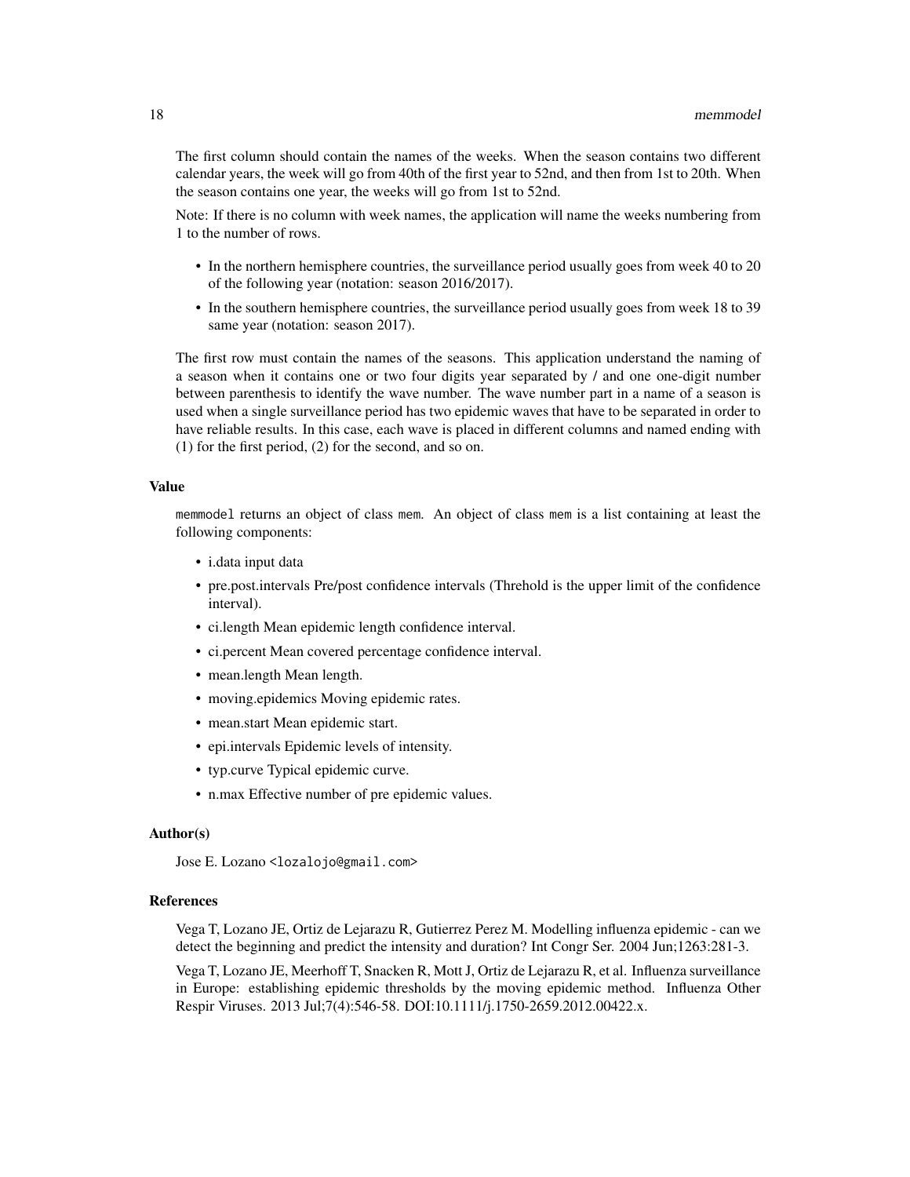The first column should contain the names of the weeks. When the season contains two different calendar years, the week will go from 40th of the first year to 52nd, and then from 1st to 20th. When the season contains one year, the weeks will go from 1st to 52nd.

Note: If there is no column with week names, the application will name the weeks numbering from 1 to the number of rows.

- In the northern hemisphere countries, the surveillance period usually goes from week 40 to 20 of the following year (notation: season 2016/2017).
- In the southern hemisphere countries, the surveillance period usually goes from week 18 to 39 same year (notation: season 2017).

The first row must contain the names of the seasons. This application understand the naming of a season when it contains one or two four digits year separated by / and one one-digit number between parenthesis to identify the wave number. The wave number part in a name of a season is used when a single surveillance period has two epidemic waves that have to be separated in order to have reliable results. In this case, each wave is placed in different columns and named ending with (1) for the first period, (2) for the second, and so on.

### Value

`memmodel` returns an object of class `mem`. An object of class `mem` is a list containing at least the following components:

- i.data input data
- pre.post.intervals Pre/post confidence intervals (Threhold is the upper limit of the confidence interval).
- ci.length Mean epidemic length confidence interval.
- ci.percent Mean covered percentage confidence interval.
- mean.length Mean length.
- moving.epidemics Moving epidemic rates.
- mean.start Mean epidemic start.
- epi.intervals Epidemic levels of intensity.
- typ.curve Typical epidemic curve.
- n.max Effective number of pre epidemic values.

### Author(s)

Jose E. Lozano <lozalojo@gmail.com>

### References

Vega T, Lozano JE, Ortiz de Lejarazu R, Gutierrez Perez M. Modelling influenza epidemic - can we detect the beginning and predict the intensity and duration? Int Congr Ser. 2004 Jun;1263:281-3.

Vega T, Lozano JE, Meerhoff T, Snacken R, Mott J, Ortiz de Lejarazu R, et al. Influenza surveillance in Europe: establishing epidemic thresholds by the moving epidemic method. Influenza Other Respir Viruses. 2013 Jul;7(4):546-58. DOI:10.1111/j.1750-2659.2012.00422.x.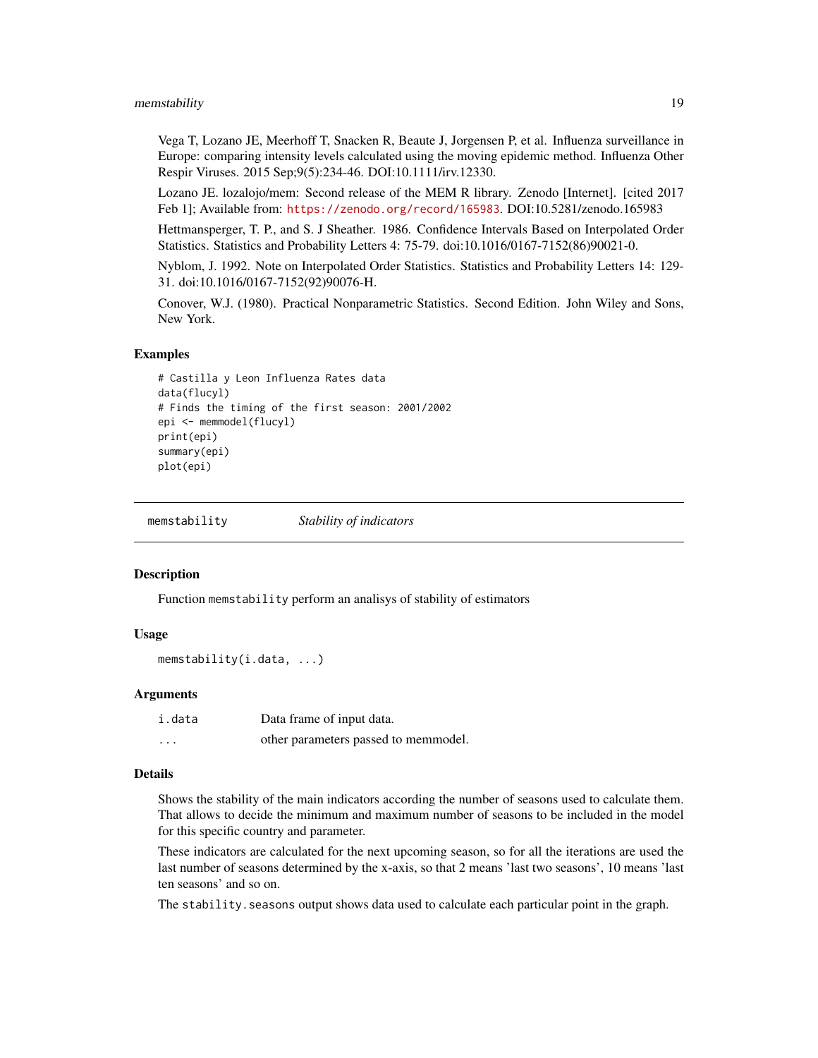Vega T, Lozano JE, Meerhoff T, Snacken R, Beaute J, Jorgensen P, et al. Influenza surveillance in Europe: comparing intensity levels calculated using the moving epidemic method. Influenza Other Respir Viruses. 2015 Sep;9(5):234-46. DOI:10.1111/irv.12330.

Lozano JE. lozalojo/mem: Second release of the MEM R library. Zenodo [Internet]. [cited 2017 Feb 1]; Available from: https://zenodo.org/record/165983. DOI:10.5281/zenodo.165983

Hettmansperger, T. P., and S. J Sheather. 1986. Confidence Intervals Based on Interpolated Order Statistics. Statistics and Probability Letters 4: 75-79. doi:10.1016/0167-7152(86)90021-0.

Nyblom, J. 1992. Note on Interpolated Order Statistics. Statistics and Probability Letters 14: 129-31. doi:10.1016/0167-7152(92)90076-H.

Conover, W.J. (1980). Practical Nonparametric Statistics. Second Edition. John Wiley and Sons, New York.

### Examples

```
# Castilla y Leon Influenza Rates data
data(flucyl)
# Finds the timing of the first season: 2001/2002
epi <- memmodel(flucyl)
print(epi)
summary(epi)
plot(epi)
```

---

## memstability — *Stability of indicators*

### Description

Function `memstability` perform an analisys of stability of estimators

### Usage

```
memstability(i.data, ...)
```

### Arguments

| | |
|---|---|
| `i.data` | Data frame of input data. |
| `...` | other parameters passed to memmodel. |

### Details

Shows the stability of the main indicators according the number of seasons used to calculate them. That allows to decide the minimum and maximum number of seasons to be included in the model for this specific country and parameter.

These indicators are calculated for the next upcoming season, so for all the iterations are used the last number of seasons determined by the x-axis, so that 2 means 'last two seasons', 10 means 'last ten seasons' and so on.

The `stability.seasons` output shows data used to calculate each particular point in the graph.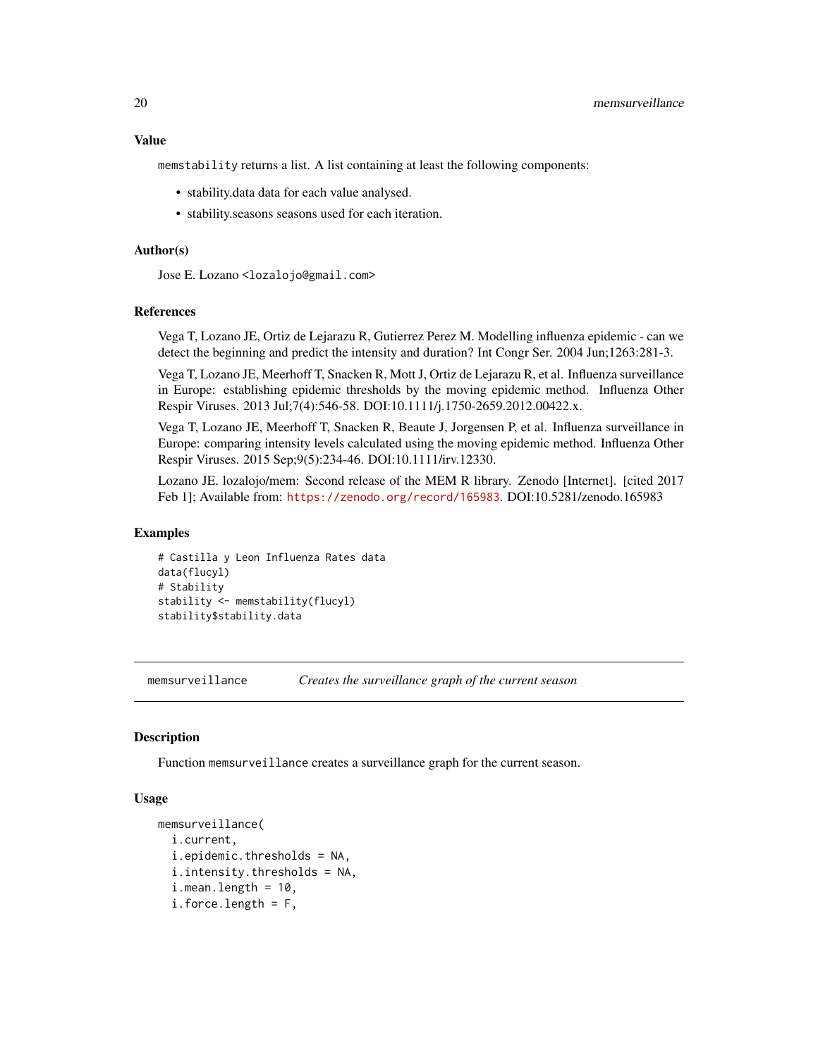### Value

`memstability` returns a list. A list containing at least the following components:

- stability.data data for each value analysed.
- stability.seasons seasons used for each iteration.

### Author(s)

Jose E. Lozano <lozalojo@gmail.com>

### References

Vega T, Lozano JE, Ortiz de Lejarazu R, Gutierrez Perez M. Modelling influenza epidemic - can we detect the beginning and predict the intensity and duration? Int Congr Ser. 2004 Jun;1263:281-3.

Vega T, Lozano JE, Meerhoff T, Snacken R, Mott J, Ortiz de Lejarazu R, et al. Influenza surveillance in Europe: establishing epidemic thresholds by the moving epidemic method. Influenza Other Respir Viruses. 2013 Jul;7(4):546-58. DOI:10.1111/j.1750-2659.2012.00422.x.

Vega T, Lozano JE, Meerhoff T, Snacken R, Beaute J, Jorgensen P, et al. Influenza surveillance in Europe: comparing intensity levels calculated using the moving epidemic method. Influenza Other Respir Viruses. 2015 Sep;9(5):234-46. DOI:10.1111/irv.12330.

Lozano JE. lozalojo/mem: Second release of the MEM R library. Zenodo [Internet]. [cited 2017 Feb 1]; Available from: https://zenodo.org/record/165983. DOI:10.5281/zenodo.165983

### Examples

```
# Castilla y Leon Influenza Rates data
data(flucyl)
# Stability
stability <- memstability(flucyl)
stability$stability.data
```

---

## memsurveillance — *Creates the surveillance graph of the current season*

### Description

Function `memsurveillance` creates a surveillance graph for the current season.

### Usage

```
memsurveillance(
  i.current,
  i.epidemic.thresholds = NA,
  i.intensity.thresholds = NA,
  i.mean.length = 10,
  i.force.length = F,
```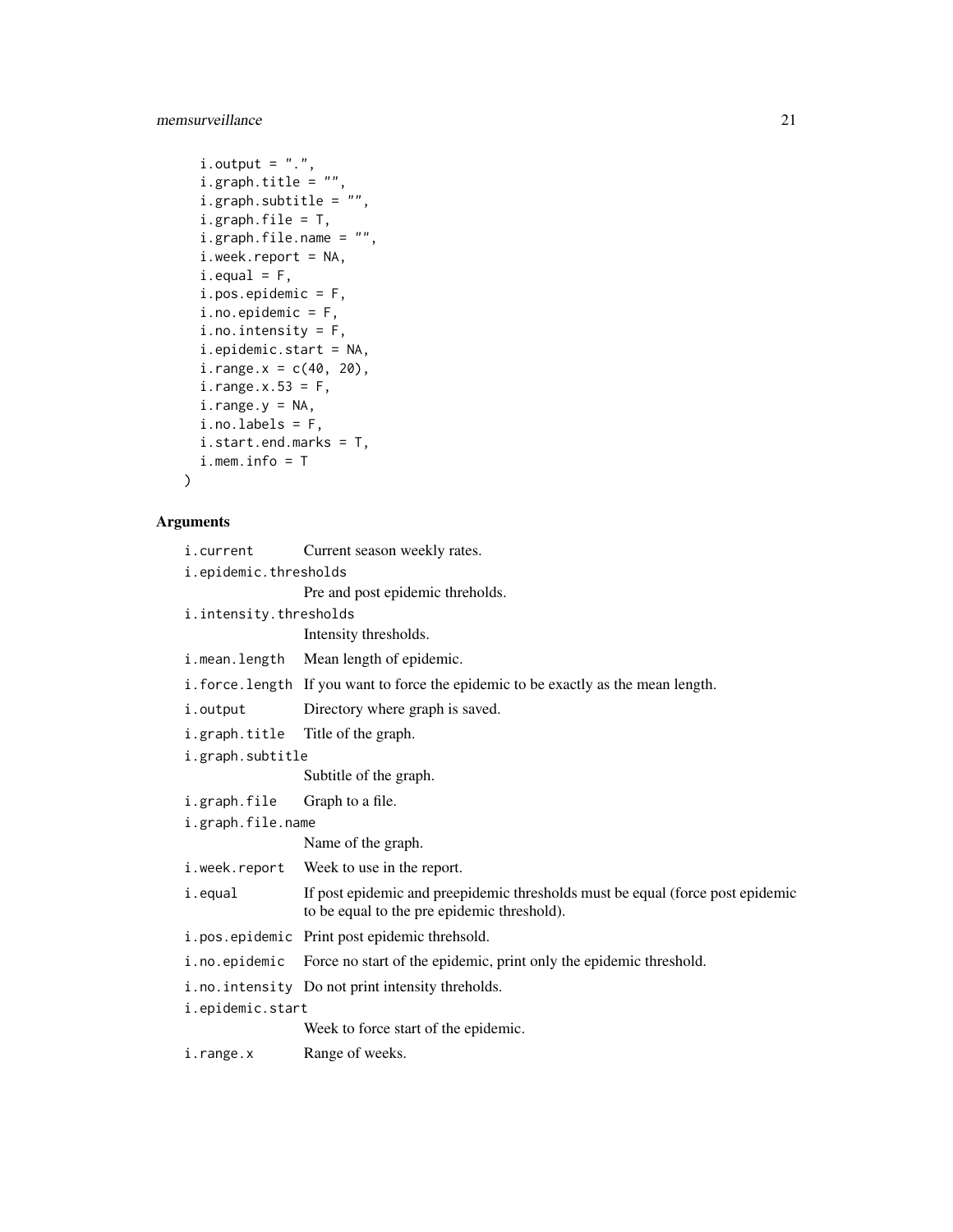```
  i.output = ".",
  i.graph.title = "",
  i.graph.subtitle = "",
  i.graph.file = T,
  i.graph.file.name = "",
  i.week.report = NA,
  i.equal = F,
  i.pos.epidemic = F,
  i.no.epidemic = F,
  i.no.intensity = F,
  i.epidemic.start = NA,
  i.range.x = c(40, 20),
  i.range.x.53 = F,
  i.range.y = NA,
  i.no.labels = F,
  i.start.end.marks = T,
  i.mem.info = T
)
```

## Arguments

| | |
|---|---|
| i.current | Current season weekly rates. |
| i.epidemic.thresholds | Pre and post epidemic threholds. |
| i.intensity.thresholds | Intensity thresholds. |
| i.mean.length | Mean length of epidemic. |
| i.force.length | If you want to force the epidemic to be exactly as the mean length. |
| i.output | Directory where graph is saved. |
| i.graph.title | Title of the graph. |
| i.graph.subtitle | Subtitle of the graph. |
| i.graph.file | Graph to a file. |
| i.graph.file.name | Name of the graph. |
| i.week.report | Week to use in the report. |
| i.equal | If post epidemic and preepidemic thresholds must be equal (force post epidemic to be equal to the pre epidemic threshold). |
| i.pos.epidemic | Print post epidemic threhsold. |
| i.no.epidemic | Force no start of the epidemic, print only the epidemic threshold. |
| i.no.intensity | Do not print intensity threholds. |
| i.epidemic.start | Week to force start of the epidemic. |
| i.range.x | Range of weeks. |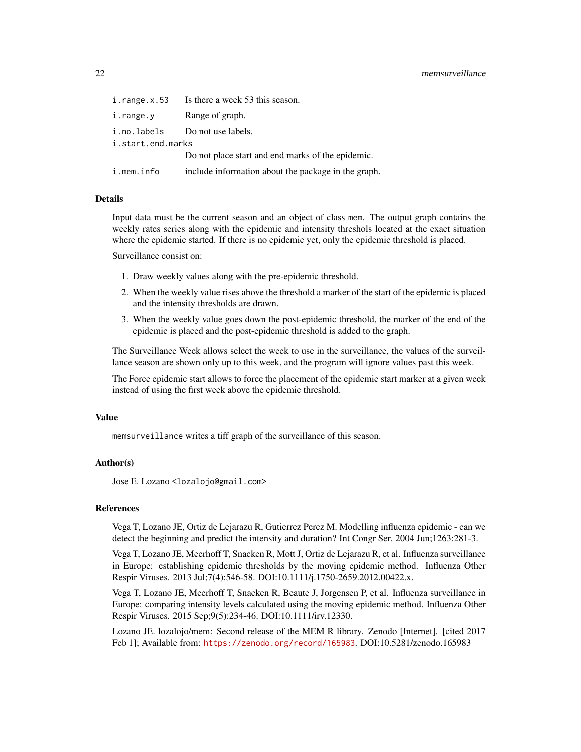| | |
|---|---|
| `i.range.x.53` | Is there a week 53 this season. |
| `i.range.y` | Range of graph. |
| `i.no.labels` | Do not use labels. |
| `i.start.end.marks` | Do not place start and end marks of the epidemic. |
| `i.mem.info` | include information about the package in the graph. |

### Details

Input data must be the current season and an object of class `mem`. The output graph contains the weekly rates series along with the epidemic and intensity thresholds located at the exact situation where the epidemic started. If there is no epidemic yet, only the epidemic threshold is placed.

Surveillance consist on:

1. Draw weekly values along with the pre-epidemic threshold.
2. When the weekly value rises above the threshold a marker of the start of the epidemic is placed and the intensity thresholds are drawn.
3. When the weekly value goes down the post-epidemic threshold, the marker of the end of the epidemic is placed and the post-epidemic threshold is added to the graph.

The Surveillance Week allows select the week to use in the surveillance, the values of the surveillance season are shown only up to this week, and the program will ignore values past this week.

The Force epidemic start allows to force the placement of the epidemic start marker at a given week instead of using the first week above the epidemic threshold.

### Value

`memsurveillance` writes a tiff graph of the surveillance of this season.

### Author(s)

Jose E. Lozano <lozalojo@gmail.com>

### References

Vega T, Lozano JE, Ortiz de Lejarazu R, Gutierrez Perez M. Modelling influenza epidemic - can we detect the beginning and predict the intensity and duration? Int Congr Ser. 2004 Jun;1263:281-3.

Vega T, Lozano JE, Meerhoff T, Snacken R, Mott J, Ortiz de Lejarazu R, et al. Influenza surveillance in Europe: establishing epidemic thresholds by the moving epidemic method. Influenza Other Respir Viruses. 2013 Jul;7(4):546-58. DOI:10.1111/j.1750-2659.2012.00422.x.

Vega T, Lozano JE, Meerhoff T, Snacken R, Beaute J, Jorgensen P, et al. Influenza surveillance in Europe: comparing intensity levels calculated using the moving epidemic method. Influenza Other Respir Viruses. 2015 Sep;9(5):234-46. DOI:10.1111/irv.12330.

Lozano JE. lozalojo/mem: Second release of the MEM R library. Zenodo [Internet]. [cited 2017 Feb 1]; Available from: https://zenodo.org/record/165983. DOI:10.5281/zenodo.165983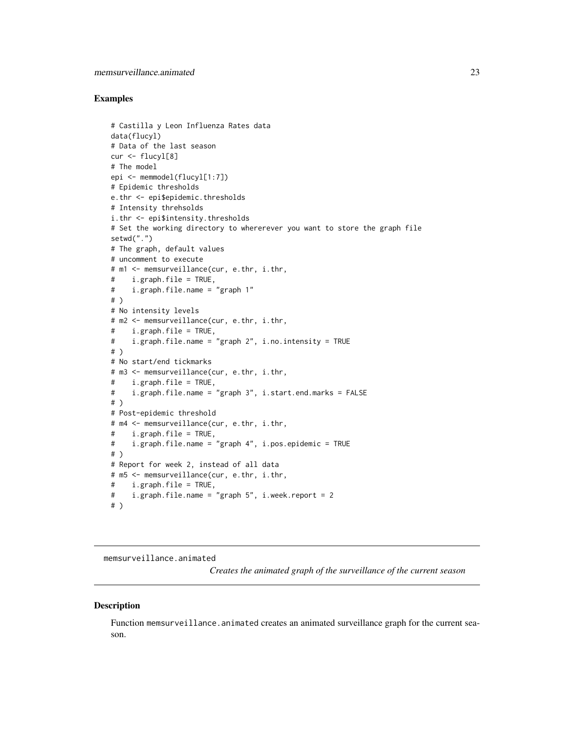## Examples

```
# Castilla y Leon Influenza Rates data
data(flucyl)
# Data of the last season
cur <- flucyl[8]
# The model
epi <- memmodel(flucyl[1:7])
# Epidemic thresholds
e.thr <- epi$epidemic.thresholds
# Intensity threhsolds
i.thr <- epi$intensity.thresholds
# Set the working directory to whererever you want to store the graph file
setwd(".")
# The graph, default values
# uncomment to execute
# m1 <- memsurveillance(cur, e.thr, i.thr,
#    i.graph.file = TRUE,
#    i.graph.file.name = "graph 1"
# )
# No intensity levels
# m2 <- memsurveillance(cur, e.thr, i.thr,
#    i.graph.file = TRUE,
#    i.graph.file.name = "graph 2", i.no.intensity = TRUE
# )
# No start/end tickmarks
# m3 <- memsurveillance(cur, e.thr, i.thr,
#    i.graph.file = TRUE,
#    i.graph.file.name = "graph 3", i.start.end.marks = FALSE
# )
# Post-epidemic threshold
# m4 <- memsurveillance(cur, e.thr, i.thr,
#    i.graph.file = TRUE,
#    i.graph.file.name = "graph 4", i.pos.epidemic = TRUE
# )
# Report for week 2, instead of all data
# m5 <- memsurveillance(cur, e.thr, i.thr,
#    i.graph.file = TRUE,
#    i.graph.file.name = "graph 5", i.week.report = 2
# )
```

---

# memsurveillance.animated

*Creates the animated graph of the surveillance of the current season*

---

## Description

Function memsurveillance.animated creates an animated surveillance graph for the current season.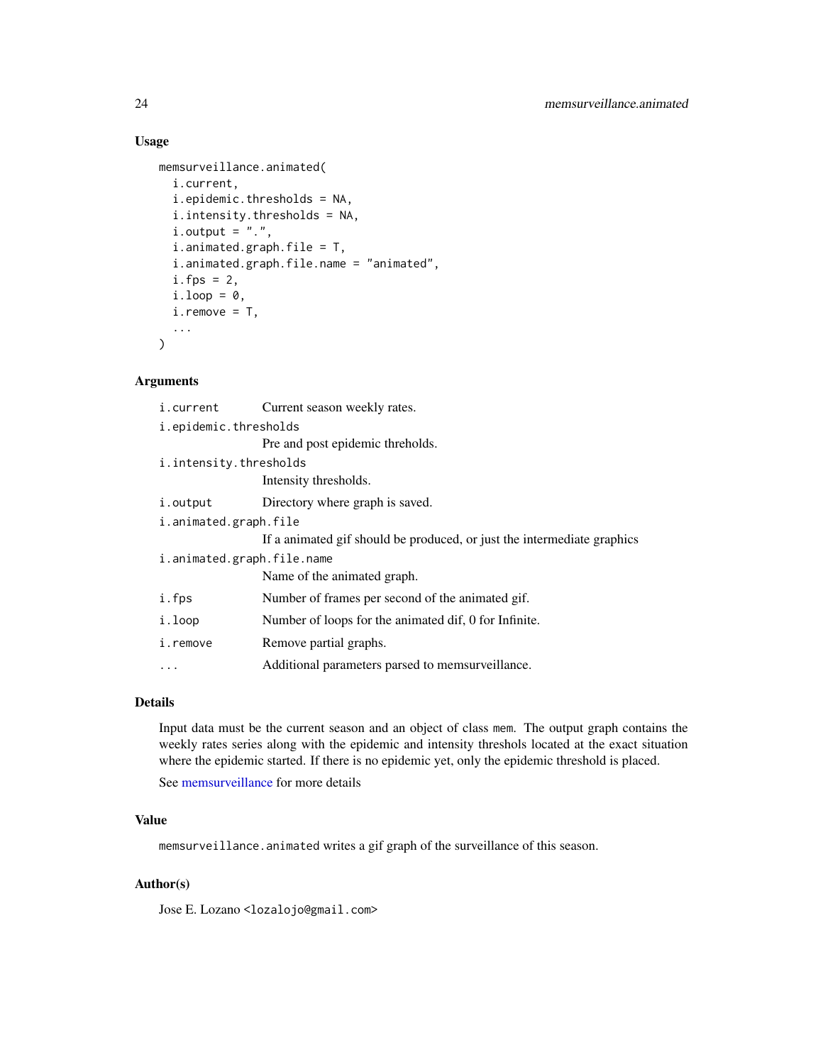## Usage

```
memsurveillance.animated(
  i.current,
  i.epidemic.thresholds = NA,
  i.intensity.thresholds = NA,
  i.output = ".",
  i.animated.graph.file = T,
  i.animated.graph.file.name = "animated",
  i.fps = 2,
  i.loop = 0,
  i.remove = T,
  ...
)
```

## Arguments

| | |
|---|---|
| `i.current` | Current season weekly rates. |
| `i.epidemic.thresholds` | Pre and post epidemic threholds. |
| `i.intensity.thresholds` | Intensity thresholds. |
| `i.output` | Directory where graph is saved. |
| `i.animated.graph.file` | If a animated gif should be produced, or just the intermediate graphics |
| `i.animated.graph.file.name` | Name of the animated graph. |
| `i.fps` | Number of frames per second of the animated gif. |
| `i.loop` | Number of loops for the animated dif, 0 for Infinite. |
| `i.remove` | Remove partial graphs. |
| `...` | Additional parameters parsed to memsurveillance. |

## Details

Input data must be the current season and an object of class `mem`. The output graph contains the weekly rates series along with the epidemic and intensity thresholds located at the exact situation where the epidemic started. If there is no epidemic yet, only the epidemic threshold is placed.

See memsurveillance for more details

## Value

`memsurveillance.animated` writes a gif graph of the surveillance of this season.

## Author(s)

Jose E. Lozano <lozalojo@gmail.com>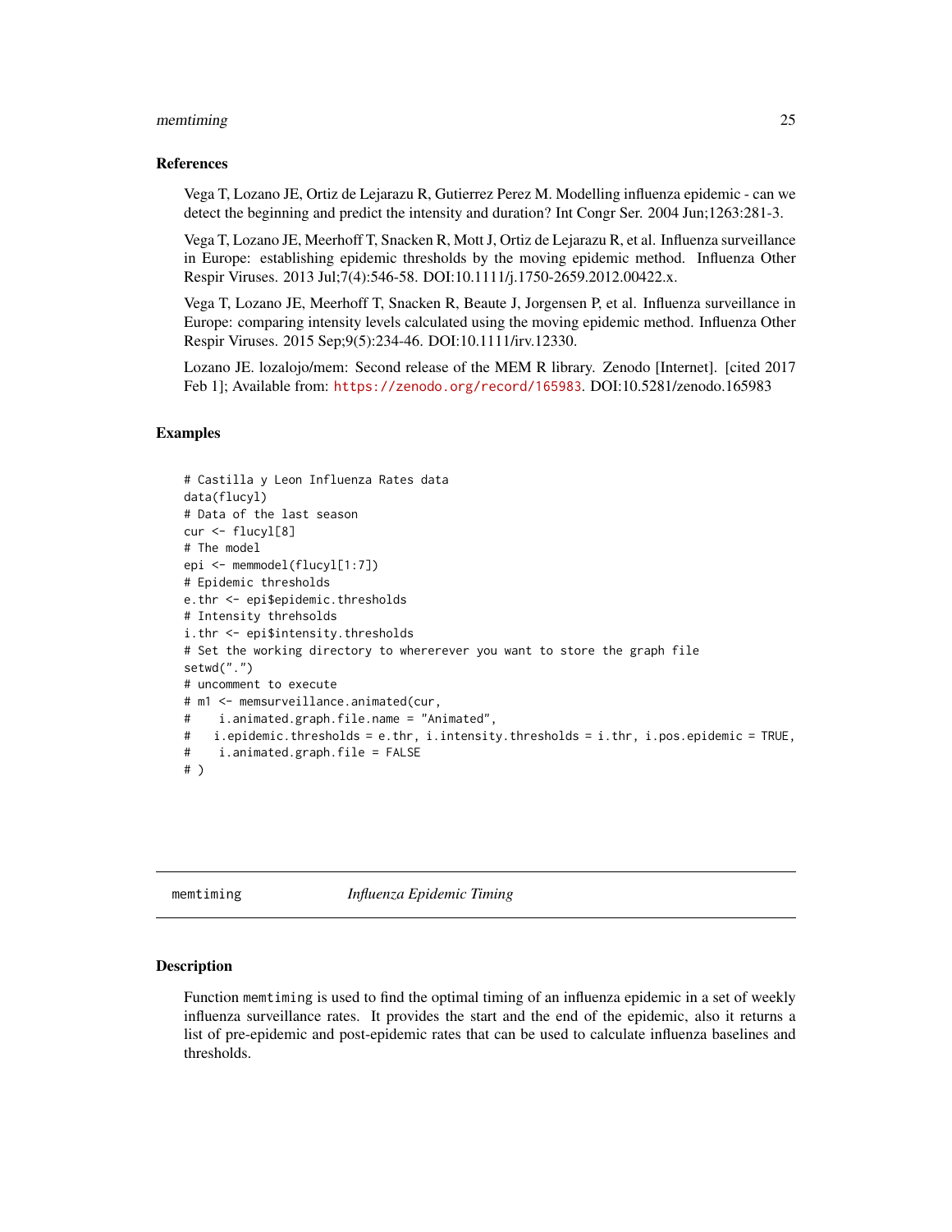## References

Vega T, Lozano JE, Ortiz de Lejarazu R, Gutierrez Perez M. Modelling influenza epidemic - can we detect the beginning and predict the intensity and duration? Int Congr Ser. 2004 Jun;1263:281-3.

Vega T, Lozano JE, Meerhoff T, Snacken R, Mott J, Ortiz de Lejarazu R, et al. Influenza surveillance in Europe: establishing epidemic thresholds by the moving epidemic method. Influenza Other Respir Viruses. 2013 Jul;7(4):546-58. DOI:10.1111/j.1750-2659.2012.00422.x.

Vega T, Lozano JE, Meerhoff T, Snacken R, Beaute J, Jorgensen P, et al. Influenza surveillance in Europe: comparing intensity levels calculated using the moving epidemic method. Influenza Other Respir Viruses. 2015 Sep;9(5):234-46. DOI:10.1111/irv.12330.

Lozano JE. lozalojo/mem: Second release of the MEM R library. Zenodo [Internet]. [cited 2017 Feb 1]; Available from: https://zenodo.org/record/165983. DOI:10.5281/zenodo.165983

## Examples

```
# Castilla y Leon Influenza Rates data
data(flucyl)
# Data of the last season
cur <- flucyl[8]
# The model
epi <- memmodel(flucyl[1:7])
# Epidemic thresholds
e.thr <- epi$epidemic.thresholds
# Intensity threhsolds
i.thr <- epi$intensity.thresholds
# Set the working directory to whererever you want to store the graph file
setwd(".")
# uncomment to execute
# m1 <- memsurveillance.animated(cur,
#    i.animated.graph.file.name = "Animated",
#   i.epidemic.thresholds = e.thr, i.intensity.thresholds = i.thr, i.pos.epidemic = TRUE,
#    i.animated.graph.file = FALSE
# )
```

---

memtiming *Influenza Epidemic Timing*

---

## Description

Function memtiming is used to find the optimal timing of an influenza epidemic in a set of weekly influenza surveillance rates. It provides the start and the end of the epidemic, also it returns a list of pre-epidemic and post-epidemic rates that can be used to calculate influenza baselines and thresholds.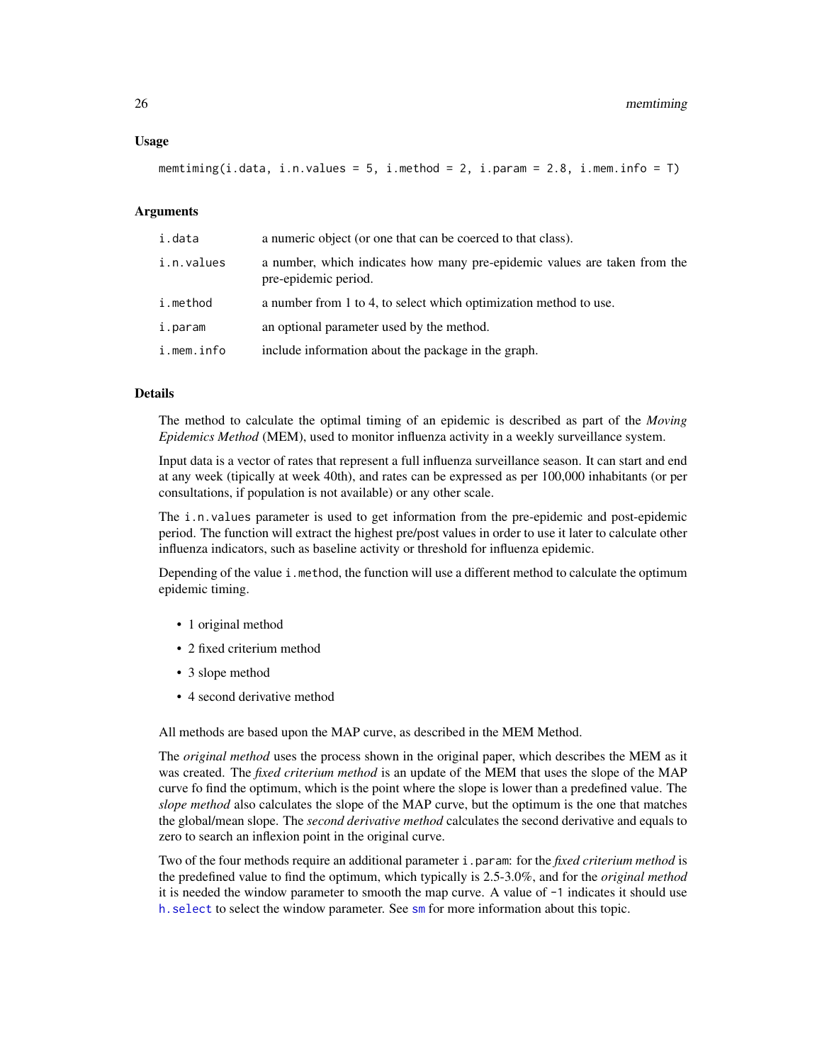### Usage

```
memtiming(i.data, i.n.values = 5, i.method = 2, i.param = 2.8, i.mem.info = T)
```

### Arguments

| | |
|---|---|
| i.data | a numeric object (or one that can be coerced to that class). |
| i.n.values | a number, which indicates how many pre-epidemic values are taken from the pre-epidemic period. |
| i.method | a number from 1 to 4, to select which optimization method to use. |
| i.param | an optional parameter used by the method. |
| i.mem.info | include information about the package in the graph. |

### Details

The method to calculate the optimal timing of an epidemic is described as part of the *Moving Epidemics Method* (MEM), used to monitor influenza activity in a weekly surveillance system.

Input data is a vector of rates that represent a full influenza surveillance season. It can start and end at any week (tipically at week 40th), and rates can be expressed as per 100,000 inhabitants (or per consultations, if population is not available) or any other scale.

The `i.n.values` parameter is used to get information from the pre-epidemic and post-epidemic period. The function will extract the highest pre/post values in order to use it later to calculate other influenza indicators, such as baseline activity or threshold for influenza epidemic.

Depending of the value `i.method`, the function will use a different method to calculate the optimum epidemic timing.

- 1 original method
- 2 fixed criterium method
- 3 slope method
- 4 second derivative method

All methods are based upon the MAP curve, as described in the MEM Method.

The *original method* uses the process shown in the original paper, which describes the MEM as it was created. The *fixed criterium method* is an update of the MEM that uses the slope of the MAP curve fo find the optimum, which is the point where the slope is lower than a predefined value. The *slope method* also calculates the slope of the MAP curve, but the optimum is the one that matches the global/mean slope. The *second derivative method* calculates the second derivative and equals to zero to search an inflexion point in the original curve.

Two of the four methods require an additional parameter `i.param`: for the *fixed criterium method* is the predefined value to find the optimum, which typically is 2.5-3.0%, and for the *original method* it is needed the window parameter to smooth the map curve. A value of `-1` indicates it should use `h.select` to select the window parameter. See `sm` for more information about this topic.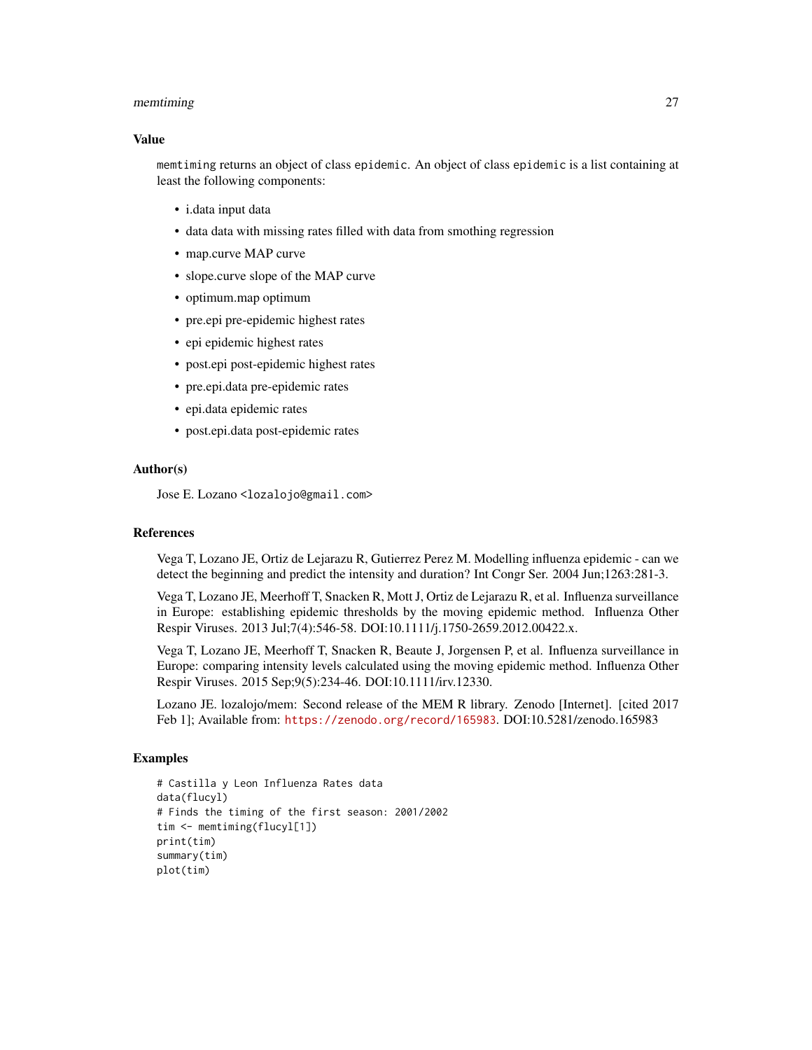## Value

`memtiming` returns an object of class `epidemic`. An object of class `epidemic` is a list containing at least the following components:

- i.data input data
- data data with missing rates filled with data from smothing regression
- map.curve MAP curve
- slope.curve slope of the MAP curve
- optimum.map optimum
- pre.epi pre-epidemic highest rates
- epi epidemic highest rates
- post.epi post-epidemic highest rates
- pre.epi.data pre-epidemic rates
- epi.data epidemic rates
- post.epi.data post-epidemic rates

## Author(s)

Jose E. Lozano <lozalojo@gmail.com>

## References

Vega T, Lozano JE, Ortiz de Lejarazu R, Gutierrez Perez M. Modelling influenza epidemic - can we detect the beginning and predict the intensity and duration? Int Congr Ser. 2004 Jun;1263:281-3.

Vega T, Lozano JE, Meerhoff T, Snacken R, Mott J, Ortiz de Lejarazu R, et al. Influenza surveillance in Europe: establishing epidemic thresholds by the moving epidemic method. Influenza Other Respir Viruses. 2013 Jul;7(4):546-58. DOI:10.1111/j.1750-2659.2012.00422.x.

Vega T, Lozano JE, Meerhoff T, Snacken R, Beaute J, Jorgensen P, et al. Influenza surveillance in Europe: comparing intensity levels calculated using the moving epidemic method. Influenza Other Respir Viruses. 2015 Sep;9(5):234-46. DOI:10.1111/irv.12330.

Lozano JE. lozalojo/mem: Second release of the MEM R library. Zenodo [Internet]. [cited 2017 Feb 1]; Available from: https://zenodo.org/record/165983. DOI:10.5281/zenodo.165983

## Examples

```
# Castilla y Leon Influenza Rates data
data(flucyl)
# Finds the timing of the first season: 2001/2002
tim <- memtiming(flucyl[1])
print(tim)
summary(tim)
plot(tim)
```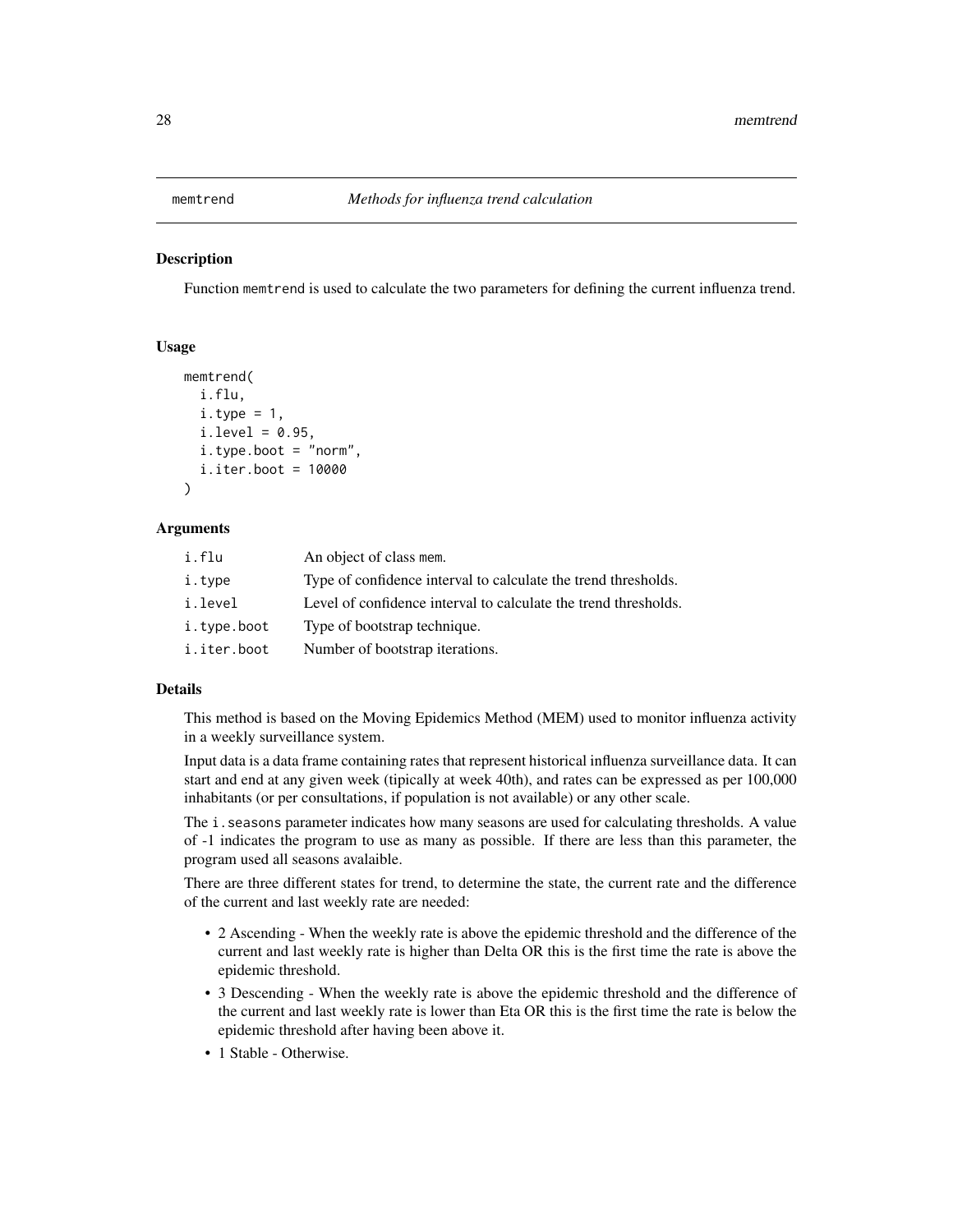# memtrend

*Methods for influenza trend calculation*

## Description

Function memtrend is used to calculate the two parameters for defining the current influenza trend.

## Usage

```
memtrend(
  i.flu,
  i.type = 1,
  i.level = 0.95,
  i.type.boot = "norm",
  i.iter.boot = 10000
)
```

## Arguments

| | |
|---|---|
| i.flu | An object of class mem. |
| i.type | Type of confidence interval to calculate the trend thresholds. |
| i.level | Level of confidence interval to calculate the trend thresholds. |
| i.type.boot | Type of bootstrap technique. |
| i.iter.boot | Number of bootstrap iterations. |

## Details

This method is based on the Moving Epidemics Method (MEM) used to monitor influenza activity in a weekly surveillance system.

Input data is a data frame containing rates that represent historical influenza surveillance data. It can start and end at any given week (tipically at week 40th), and rates can be expressed as per 100,000 inhabitants (or per consultations, if population is not available) or any other scale.

The i.seasons parameter indicates how many seasons are used for calculating thresholds. A value of -1 indicates the program to use as many as possible. If there are less than this parameter, the program used all seasons avalaible.

There are three different states for trend, to determine the state, the current rate and the difference of the current and last weekly rate are needed:

- 2 Ascending - When the weekly rate is above the epidemic threshold and the difference of the current and last weekly rate is higher than Delta OR this is the first time the rate is above the epidemic threshold.
- 3 Descending - When the weekly rate is above the epidemic threshold and the difference of the current and last weekly rate is lower than Eta OR this is the first time the rate is below the epidemic threshold after having been above it.
- 1 Stable - Otherwise.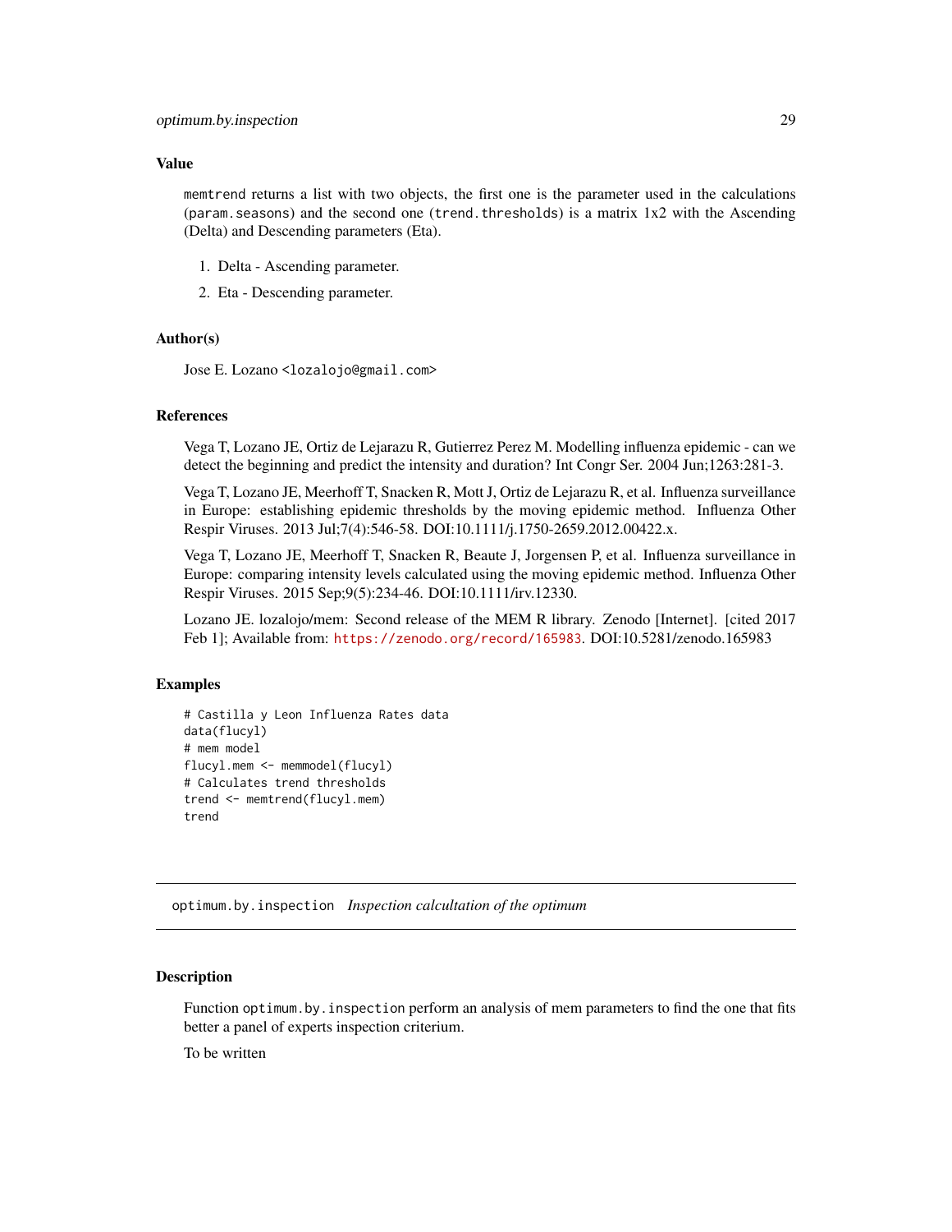### Value

`memtrend` returns a list with two objects, the first one is the parameter used in the calculations (`param.seasons`) and the second one (`trend.thresholds`) is a matrix 1x2 with the Ascending (Delta) and Descending parameters (Eta).

1. Delta - Ascending parameter.
2. Eta - Descending parameter.

### Author(s)

Jose E. Lozano <lozalojo@gmail.com>

### References

Vega T, Lozano JE, Ortiz de Lejarazu R, Gutierrez Perez M. Modelling influenza epidemic - can we detect the beginning and predict the intensity and duration? Int Congr Ser. 2004 Jun;1263:281-3.

Vega T, Lozano JE, Meerhoff T, Snacken R, Mott J, Ortiz de Lejarazu R, et al. Influenza surveillance in Europe: establishing epidemic thresholds by the moving epidemic method. Influenza Other Respir Viruses. 2013 Jul;7(4):546-58. DOI:10.1111/j.1750-2659.2012.00422.x.

Vega T, Lozano JE, Meerhoff T, Snacken R, Beaute J, Jorgensen P, et al. Influenza surveillance in Europe: comparing intensity levels calculated using the moving epidemic method. Influenza Other Respir Viruses. 2015 Sep;9(5):234-46. DOI:10.1111/irv.12330.

Lozano JE. lozalojo/mem: Second release of the MEM R library. Zenodo [Internet]. [cited 2017 Feb 1]; Available from: https://zenodo.org/record/165983. DOI:10.5281/zenodo.165983

### Examples

```
# Castilla y Leon Influenza Rates data
data(flucyl)
# mem model
flucyl.mem <- memmodel(flucyl)
# Calculates trend thresholds
trend <- memtrend(flucyl.mem)
trend
```

---

## optimum.by.inspection *Inspection calcultation of the optimum*

### Description

Function `optimum.by.inspection` perform an analysis of mem parameters to find the one that fits better a panel of experts inspection criterium.

To be written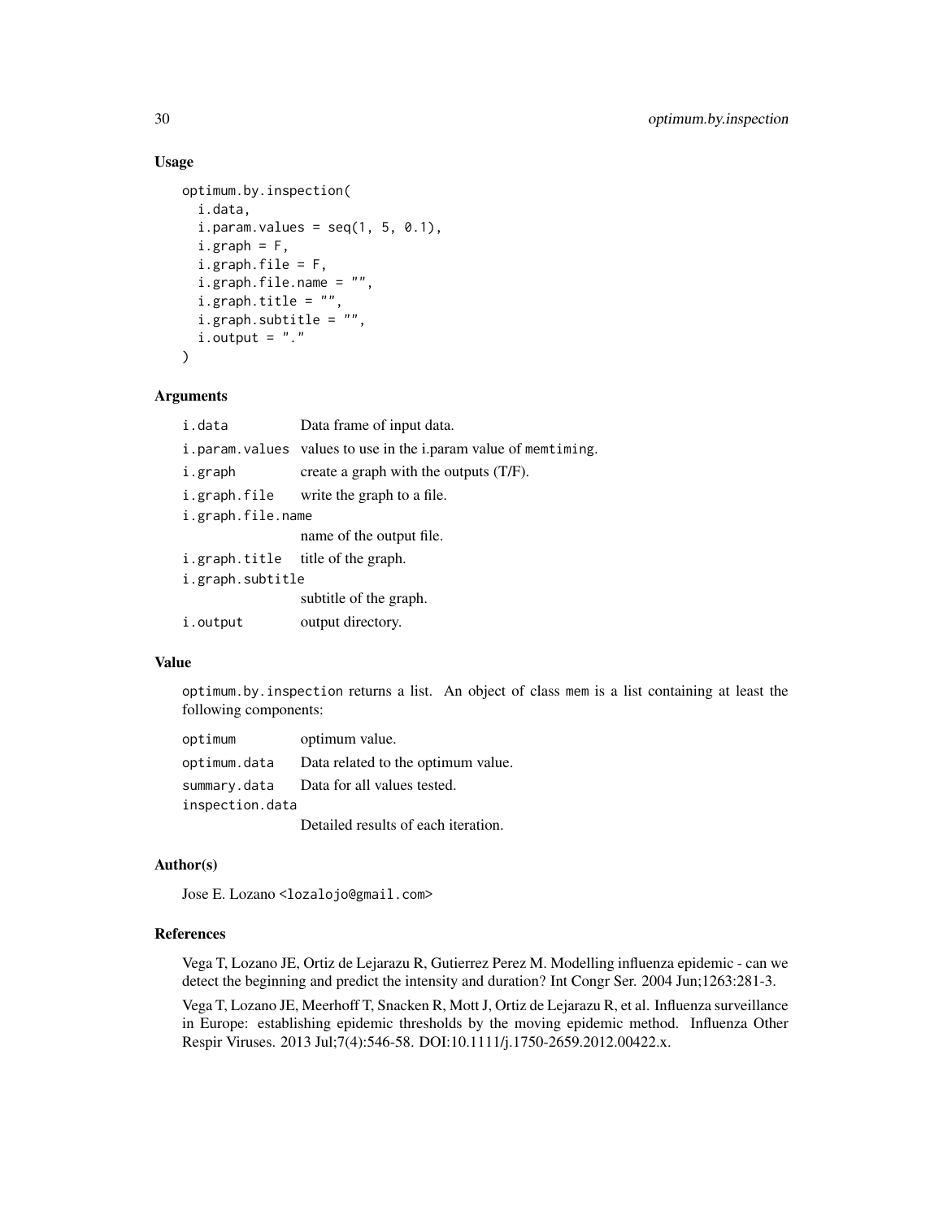## Usage

```
optimum.by.inspection(
  i.data,
  i.param.values = seq(1, 5, 0.1),
  i.graph = F,
  i.graph.file = F,
  i.graph.file.name = "",
  i.graph.title = "",
  i.graph.subtitle = "",
  i.output = "."
)
```

## Arguments

| | |
|---|---|
| `i.data` | Data frame of input data. |
| `i.param.values` | values to use in the i.param value of `memtiming`. |
| `i.graph` | create a graph with the outputs (T/F). |
| `i.graph.file` | write the graph to a file. |
| `i.graph.file.name` | name of the output file. |
| `i.graph.title` | title of the graph. |
| `i.graph.subtitle` | subtitle of the graph. |
| `i.output` | output directory. |

## Value

`optimum.by.inspection` returns a list. An object of class `mem` is a list containing at least the following components:

| | |
|---|---|
| `optimum` | optimum value. |
| `optimum.data` | Data related to the optimum value. |
| `summary.data` | Data for all values tested. |
| `inspection.data` | Detailed results of each iteration. |

## Author(s)

Jose E. Lozano <lozalojo@gmail.com>

## References

Vega T, Lozano JE, Ortiz de Lejarazu R, Gutierrez Perez M. Modelling influenza epidemic - can we detect the beginning and predict the intensity and duration? Int Congr Ser. 2004 Jun;1263:281-3.

Vega T, Lozano JE, Meerhoff T, Snacken R, Mott J, Ortiz de Lejarazu R, et al. Influenza surveillance in Europe: establishing epidemic thresholds by the moving epidemic method. Influenza Other Respir Viruses. 2013 Jul;7(4):546-58. DOI:10.1111/j.1750-2659.2012.00422.x.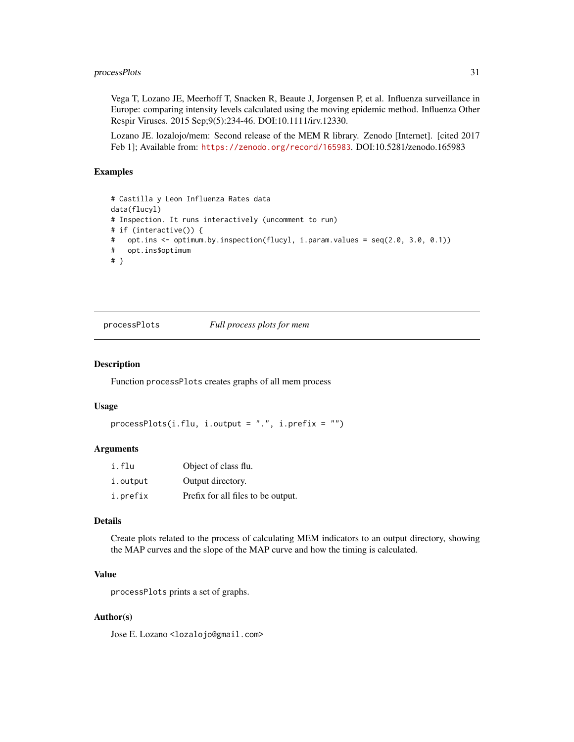Vega T, Lozano JE, Meerhoff T, Snacken R, Beaute J, Jorgensen P, et al. Influenza surveillance in Europe: comparing intensity levels calculated using the moving epidemic method. Influenza Other Respir Viruses. 2015 Sep;9(5):234-46. DOI:10.1111/irv.12330.

Lozano JE. lozalojo/mem: Second release of the MEM R library. Zenodo [Internet]. [cited 2017 Feb 1]; Available from: https://zenodo.org/record/165983. DOI:10.5281/zenodo.165983

### Examples

```
# Castilla y Leon Influenza Rates data
data(flucyl)
# Inspection. It runs interactively (uncomment to run)
# if (interactive()) {
#   opt.ins <- optimum.by.inspection(flucyl, i.param.values = seq(2.0, 3.0, 0.1))
#   opt.ins$optimum
# }
```

---

## processPlots — *Full process plots for mem*

### Description

Function `processPlots` creates graphs of all mem process

### Usage

```
processPlots(i.flu, i.output = ".", i.prefix = "")
```

### Arguments

| | |
|---|---|
| `i.flu` | Object of class flu. |
| `i.output` | Output directory. |
| `i.prefix` | Prefix for all files to be output. |

### Details

Create plots related to the process of calculating MEM indicators to an output directory, showing the MAP curves and the slope of the MAP curve and how the timing is calculated.

### Value

`processPlots` prints a set of graphs.

### Author(s)

Jose E. Lozano <lozalojo@gmail.com>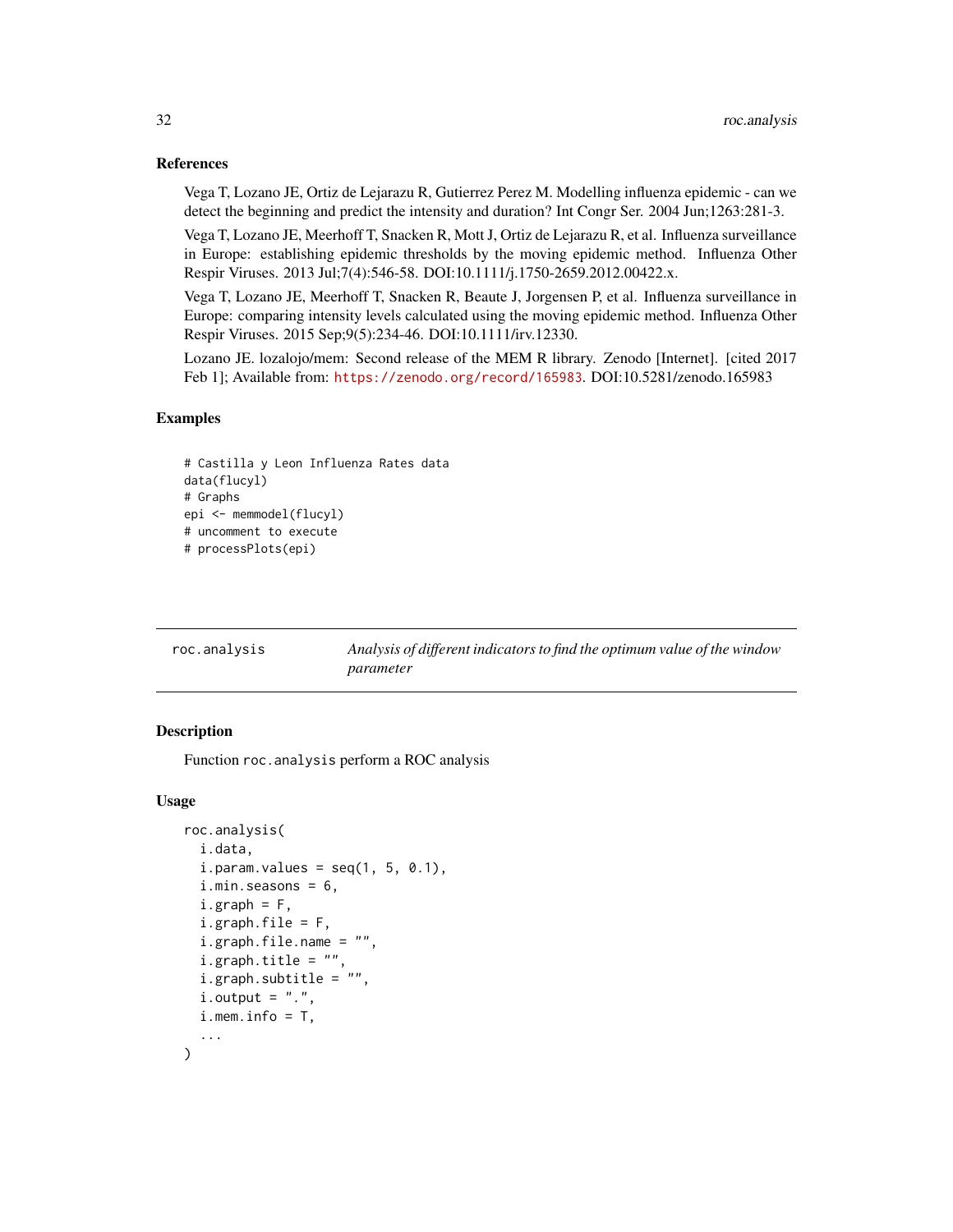### References

Vega T, Lozano JE, Ortiz de Lejarazu R, Gutierrez Perez M. Modelling influenza epidemic - can we detect the beginning and predict the intensity and duration? Int Congr Ser. 2004 Jun;1263:281-3.

Vega T, Lozano JE, Meerhoff T, Snacken R, Mott J, Ortiz de Lejarazu R, et al. Influenza surveillance in Europe: establishing epidemic thresholds by the moving epidemic method. Influenza Other Respir Viruses. 2013 Jul;7(4):546-58. DOI:10.1111/j.1750-2659.2012.00422.x.

Vega T, Lozano JE, Meerhoff T, Snacken R, Beaute J, Jorgensen P, et al. Influenza surveillance in Europe: comparing intensity levels calculated using the moving epidemic method. Influenza Other Respir Viruses. 2015 Sep;9(5):234-46. DOI:10.1111/irv.12330.

Lozano JE. lozalojo/mem: Second release of the MEM R library. Zenodo [Internet]. [cited 2017 Feb 1]; Available from: https://zenodo.org/record/165983. DOI:10.5281/zenodo.165983

### Examples

```
# Castilla y Leon Influenza Rates data
data(flucyl)
# Graphs
epi <- memmodel(flucyl)
# uncomment to execute
# processPlots(epi)
```

---

## roc.analysis — *Analysis of different indicators to find the optimum value of the window parameter*

---

### Description

Function `roc.analysis` perform a ROC analysis

### Usage

```
roc.analysis(
  i.data,
  i.param.values = seq(1, 5, 0.1),
  i.min.seasons = 6,
  i.graph = F,
  i.graph.file = F,
  i.graph.file.name = "",
  i.graph.title = "",
  i.graph.subtitle = "",
  i.output = ".",
  i.mem.info = T,
  ...
)
```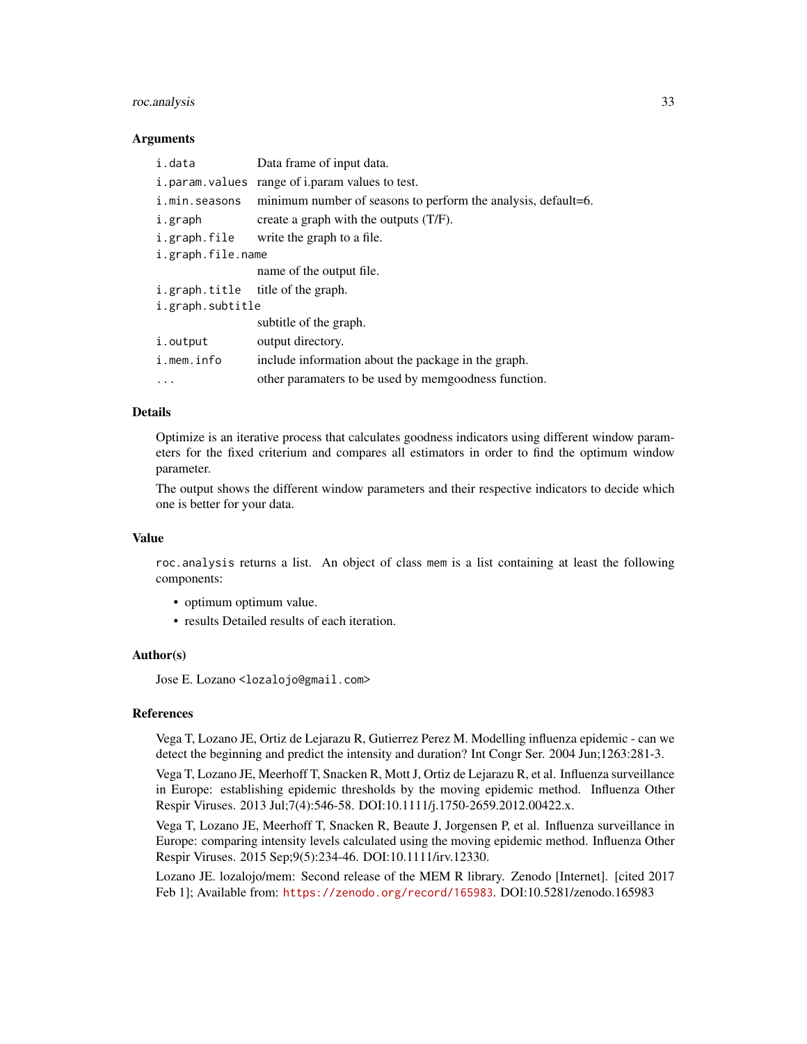### Arguments

| | |
|---|---|
| `i.data` | Data frame of input data. |
| `i.param.values` | range of i.param values to test. |
| `i.min.seasons` | minimum number of seasons to perform the analysis, default=6. |
| `i.graph` | create a graph with the outputs (T/F). |
| `i.graph.file` | write the graph to a file. |
| `i.graph.file.name` | name of the output file. |
| `i.graph.title` | title of the graph. |
| `i.graph.subtitle` | subtitle of the graph. |
| `i.output` | output directory. |
| `i.mem.info` | include information about the package in the graph. |
| `...` | other paramaters to be used by memgoodness function. |

### Details

Optimize is an iterative process that calculates goodness indicators using different window parameters for the fixed criterium and compares all estimators in order to find the optimum window parameter.

The output shows the different window parameters and their respective indicators to decide which one is better for your data.

### Value

`roc.analysis` returns a list. An object of class `mem` is a list containing at least the following components:

- optimum optimum value.
- results Detailed results of each iteration.

### Author(s)

Jose E. Lozano <`lozalojo@gmail.com`>

### References

Vega T, Lozano JE, Ortiz de Lejarazu R, Gutierrez Perez M. Modelling influenza epidemic - can we detect the beginning and predict the intensity and duration? Int Congr Ser. 2004 Jun;1263:281-3.

Vega T, Lozano JE, Meerhoff T, Snacken R, Mott J, Ortiz de Lejarazu R, et al. Influenza surveillance in Europe: establishing epidemic thresholds by the moving epidemic method. Influenza Other Respir Viruses. 2013 Jul;7(4):546-58. DOI:10.1111/j.1750-2659.2012.00422.x.

Vega T, Lozano JE, Meerhoff T, Snacken R, Beaute J, Jorgensen P, et al. Influenza surveillance in Europe: comparing intensity levels calculated using the moving epidemic method. Influenza Other Respir Viruses. 2015 Sep;9(5):234-46. DOI:10.1111/irv.12330.

Lozano JE. lozalojo/mem: Second release of the MEM R library. Zenodo [Internet]. [cited 2017 Feb 1]; Available from: https://zenodo.org/record/165983. DOI:10.5281/zenodo.165983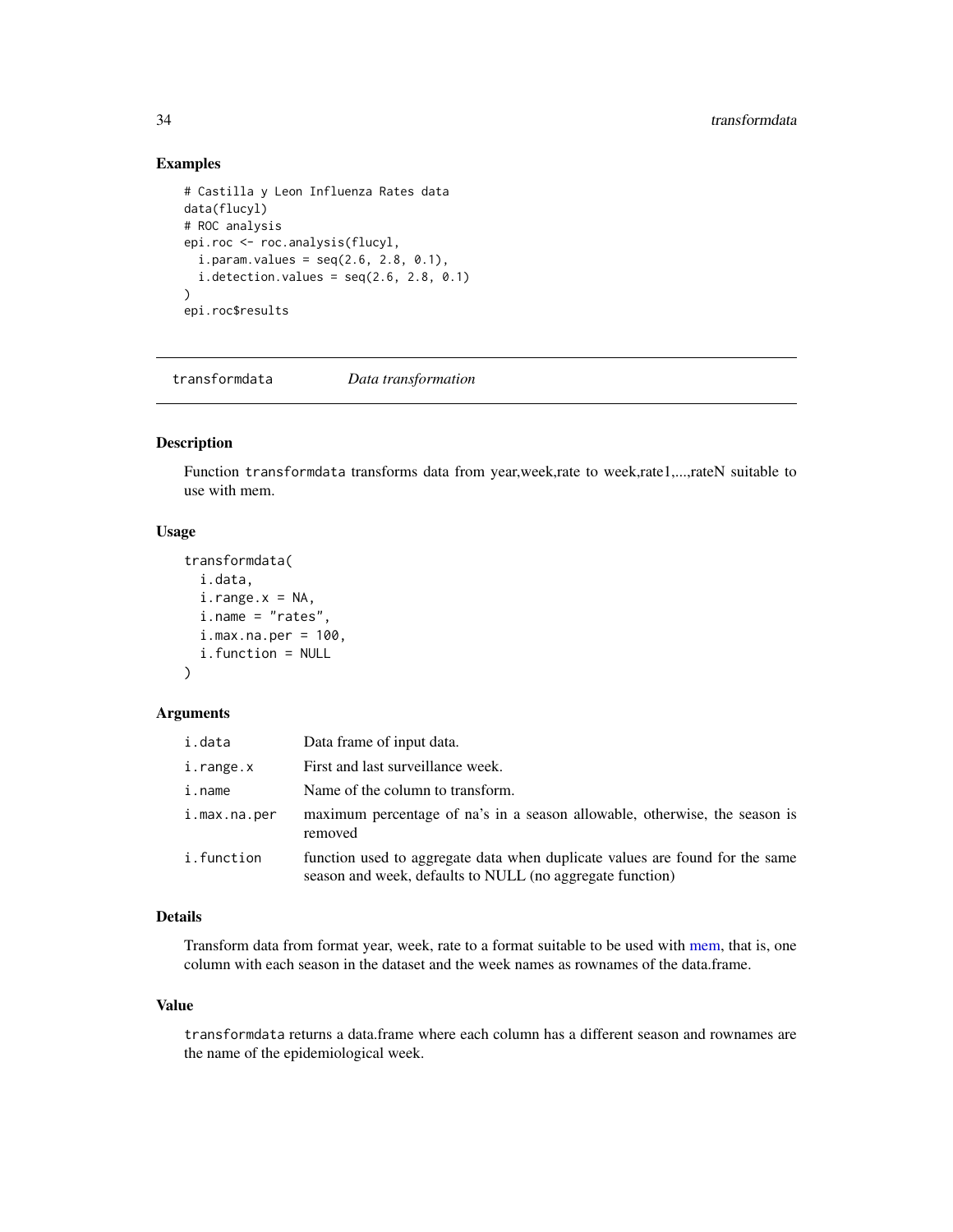## Examples

```
# Castilla y Leon Influenza Rates data
data(flucyl)
# ROC analysis
epi.roc <- roc.analysis(flucyl,
  i.param.values = seq(2.6, 2.8, 0.1),
  i.detection.values = seq(2.6, 2.8, 0.1)
)
epi.roc$results
```

---

# transformdata *Data transformation*

---

## Description

Function transformdata transforms data from year,week,rate to week,rate1,...,rateN suitable to use with mem.

## Usage

```
transformdata(
  i.data,
  i.range.x = NA,
  i.name = "rates",
  i.max.na.per = 100,
  i.function = NULL
)
```

## Arguments

| | |
|---|---|
| i.data | Data frame of input data. |
| i.range.x | First and last surveillance week. |
| i.name | Name of the column to transform. |
| i.max.na.per | maximum percentage of na's in a season allowable, otherwise, the season is removed |
| i.function | function used to aggregate data when duplicate values are found for the same season and week, defaults to NULL (no aggregate function) |

## Details

Transform data from format year, week, rate to a format suitable to be used with mem, that is, one column with each season in the dataset and the week names as rownames of the data.frame.

## Value

transformdata returns a data.frame where each column has a different season and rownames are the name of the epidemiological week.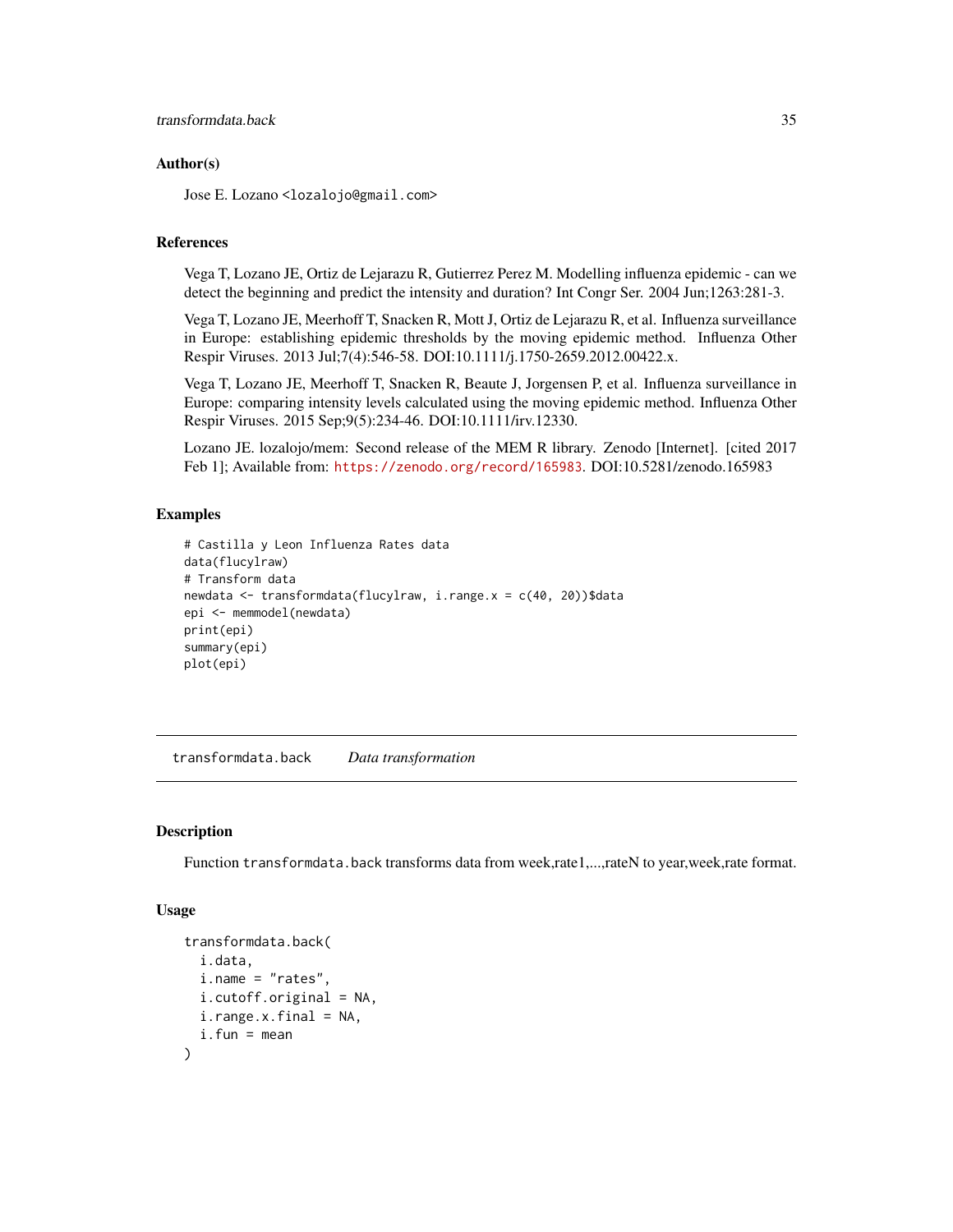### Author(s)

Jose E. Lozano <lozalojo@gmail.com>

### References

Vega T, Lozano JE, Ortiz de Lejarazu R, Gutierrez Perez M. Modelling influenza epidemic - can we detect the beginning and predict the intensity and duration? Int Congr Ser. 2004 Jun;1263:281-3.

Vega T, Lozano JE, Meerhoff T, Snacken R, Mott J, Ortiz de Lejarazu R, et al. Influenza surveillance in Europe: establishing epidemic thresholds by the moving epidemic method. Influenza Other Respir Viruses. 2013 Jul;7(4):546-58. DOI:10.1111/j.1750-2659.2012.00422.x.

Vega T, Lozano JE, Meerhoff T, Snacken R, Beaute J, Jorgensen P, et al. Influenza surveillance in Europe: comparing intensity levels calculated using the moving epidemic method. Influenza Other Respir Viruses. 2015 Sep;9(5):234-46. DOI:10.1111/irv.12330.

Lozano JE. lozalojo/mem: Second release of the MEM R library. Zenodo [Internet]. [cited 2017 Feb 1]; Available from: https://zenodo.org/record/165983. DOI:10.5281/zenodo.165983

### Examples

```
# Castilla y Leon Influenza Rates data
data(flucylraw)
# Transform data
newdata <- transformdata(flucylraw, i.range.x = c(40, 20))$data
epi <- memmodel(newdata)
print(epi)
summary(epi)
plot(epi)
```

---

## transformdata.back    *Data transformation*

---

### Description

Function `transformdata.back` transforms data from week,rate1,...,rateN to year,week,rate format.

### Usage

```
transformdata.back(
  i.data,
  i.name = "rates",
  i.cutoff.original = NA,
  i.range.x.final = NA,
  i.fun = mean
)
```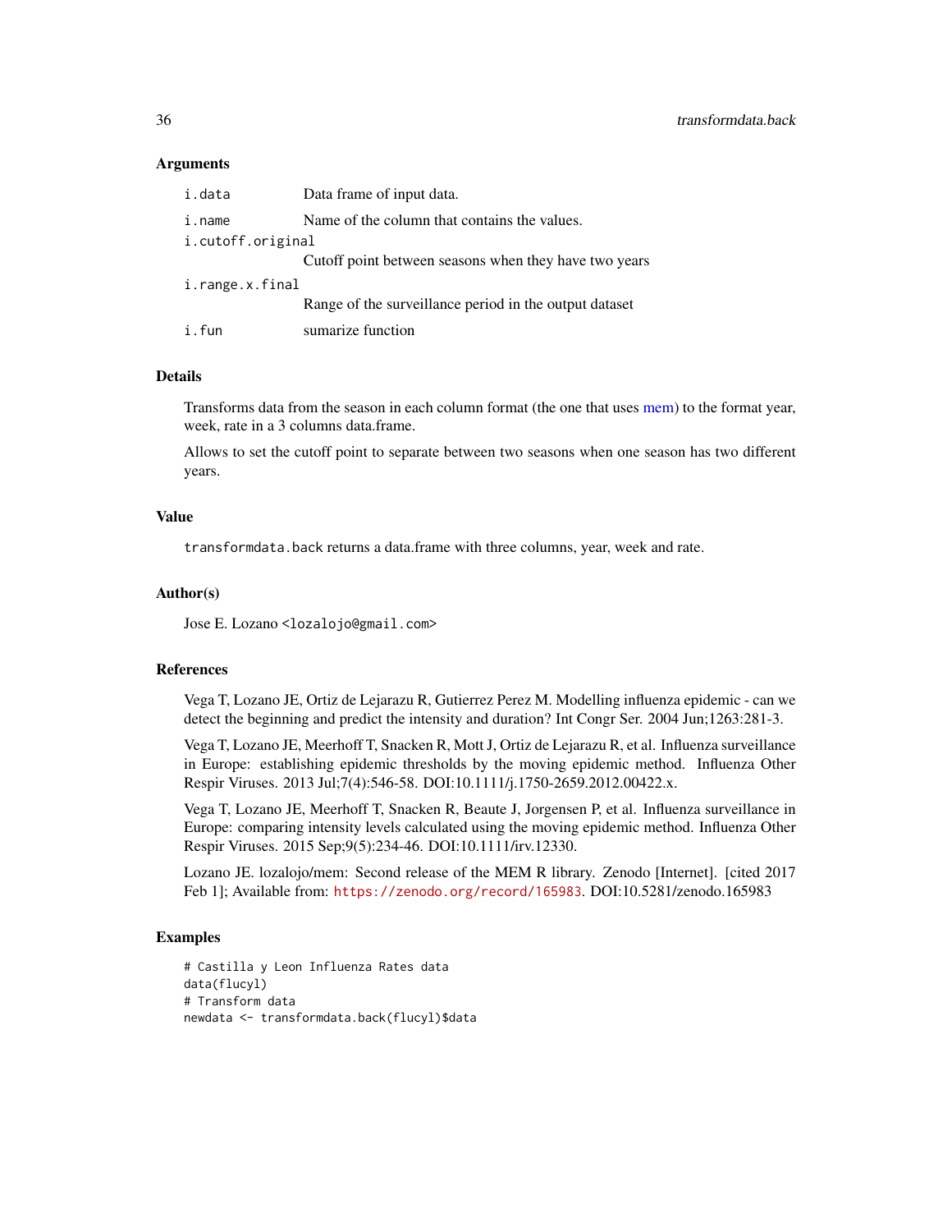### Arguments

| | |
|---|---|
| `i.data` | Data frame of input data. |
| `i.name` | Name of the column that contains the values. |
| `i.cutoff.original` | Cutoff point between seasons when they have two years |
| `i.range.x.final` | Range of the surveillance period in the output dataset |
| `i.fun` | sumarize function |

### Details

Transforms data from the season in each column format (the one that uses mem) to the format year, week, rate in a 3 columns data.frame.

Allows to set the cutoff point to separate between two seasons when one season has two different years.

### Value

`transformdata.back` returns a data.frame with three columns, year, week and rate.

### Author(s)

Jose E. Lozano <lozalojo@gmail.com>

### References

Vega T, Lozano JE, Ortiz de Lejarazu R, Gutierrez Perez M. Modelling influenza epidemic - can we detect the beginning and predict the intensity and duration? Int Congr Ser. 2004 Jun;1263:281-3.

Vega T, Lozano JE, Meerhoff T, Snacken R, Mott J, Ortiz de Lejarazu R, et al. Influenza surveillance in Europe: establishing epidemic thresholds by the moving epidemic method. Influenza Other Respir Viruses. 2013 Jul;7(4):546-58. DOI:10.1111/j.1750-2659.2012.00422.x.

Vega T, Lozano JE, Meerhoff T, Snacken R, Beaute J, Jorgensen P, et al. Influenza surveillance in Europe: comparing intensity levels calculated using the moving epidemic method. Influenza Other Respir Viruses. 2015 Sep;9(5):234-46. DOI:10.1111/irv.12330.

Lozano JE. lozalojo/mem: Second release of the MEM R library. Zenodo [Internet]. [cited 2017 Feb 1]; Available from: https://zenodo.org/record/165983. DOI:10.5281/zenodo.165983

### Examples

```
# Castilla y Leon Influenza Rates data
data(flucyl)
# Transform data
newdata <- transformdata.back(flucyl)$data
```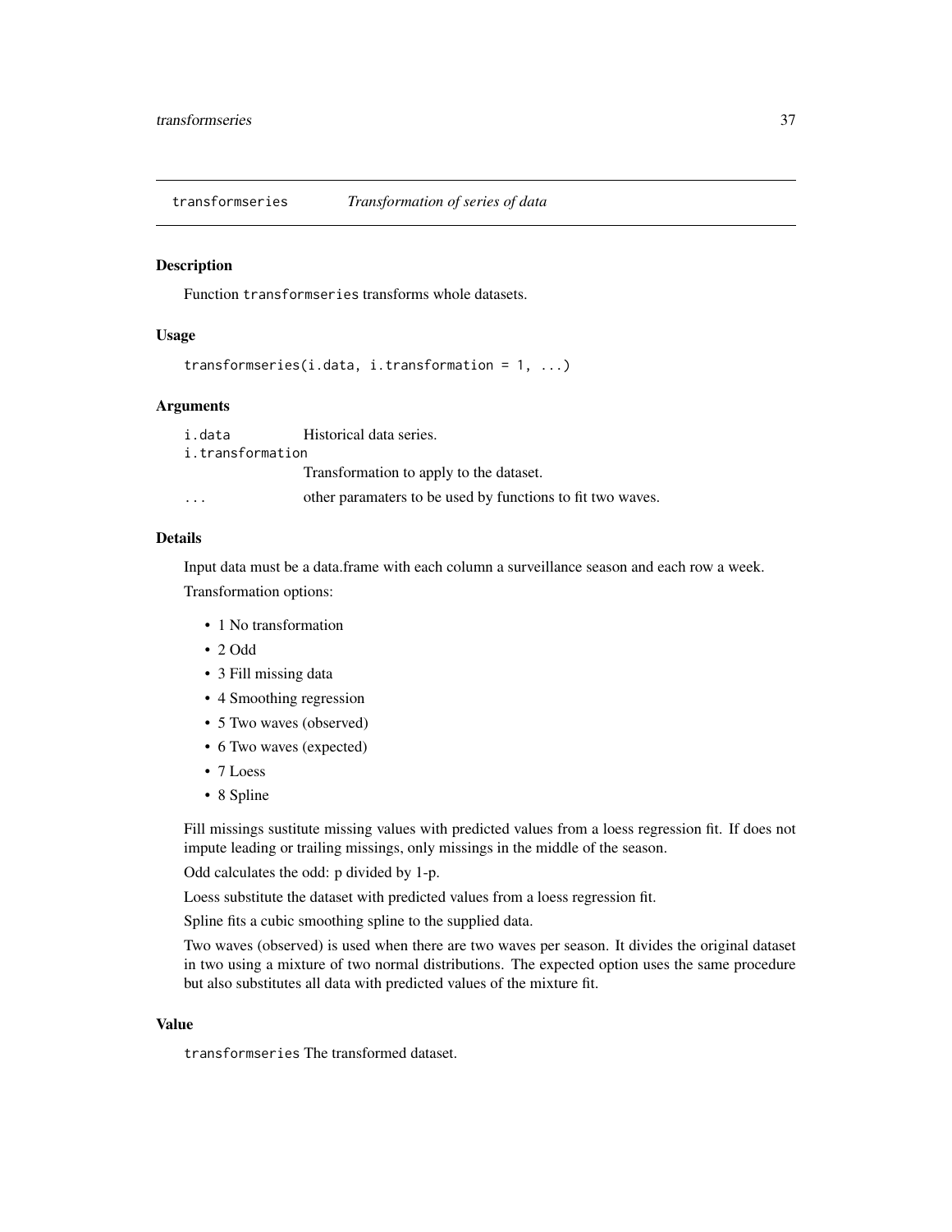## transformseries — *Transformation of series of data*

### Description

Function `transformseries` transforms whole datasets.

### Usage

```
transformseries(i.data, i.transformation = 1, ...)
```

### Arguments

| Argument | Description |
|---|---|
| `i.data` | Historical data series. |
| `i.transformation` | Transformation to apply to the dataset. |
| `...` | other paramaters to be used by functions to fit two waves. |

### Details

Input data must be a data.frame with each column a surveillance season and each row a week.

Transformation options:

- 1 No transformation
- 2 Odd
- 3 Fill missing data
- 4 Smoothing regression
- 5 Two waves (observed)
- 6 Two waves (expected)
- 7 Loess
- 8 Spline

Fill missings sustitute missing values with predicted values from a loess regression fit. If does not impute leading or trailing missings, only missings in the middle of the season.

Odd calculates the odd: p divided by 1-p.

Loess substitute the dataset with predicted values from a loess regression fit.

Spline fits a cubic smoothing spline to the supplied data.

Two waves (observed) is used when there are two waves per season. It divides the original dataset in two using a mixture of two normal distributions. The expected option uses the same procedure but also substitutes all data with predicted values of the mixture fit.

### Value

`transformseries` The transformed dataset.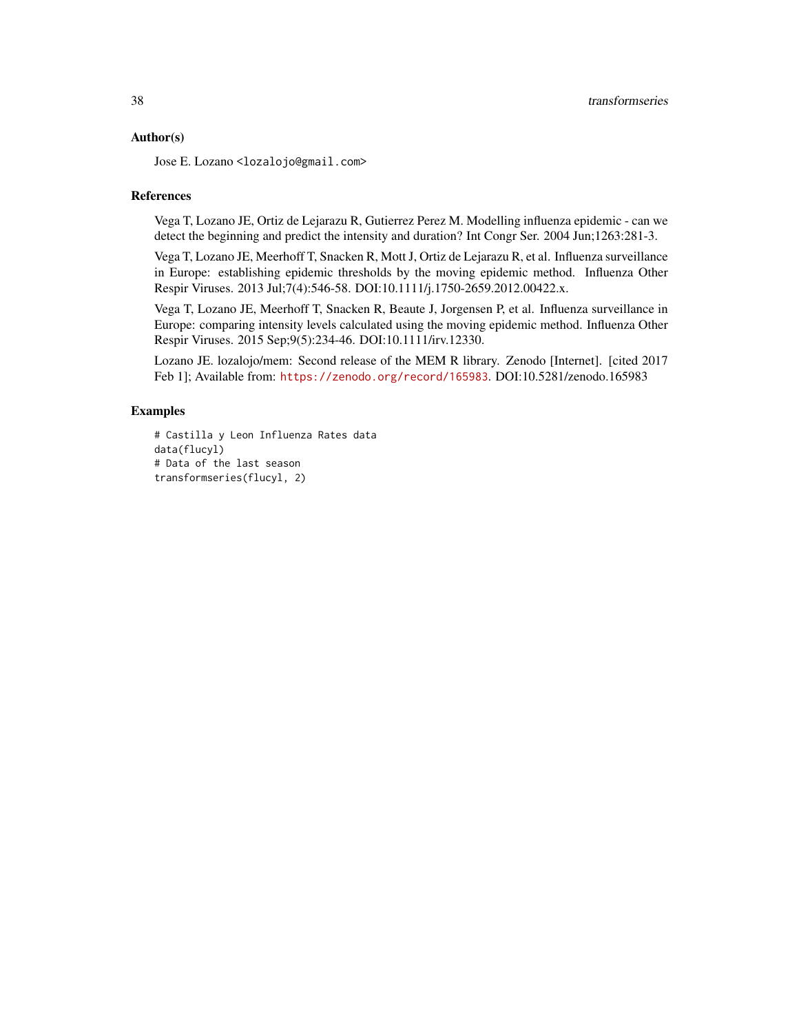### Author(s)

Jose E. Lozano <lozalojo@gmail.com>

### References

Vega T, Lozano JE, Ortiz de Lejarazu R, Gutierrez Perez M. Modelling influenza epidemic - can we detect the beginning and predict the intensity and duration? Int Congr Ser. 2004 Jun;1263:281-3.

Vega T, Lozano JE, Meerhoff T, Snacken R, Mott J, Ortiz de Lejarazu R, et al. Influenza surveillance in Europe: establishing epidemic thresholds by the moving epidemic method. Influenza Other Respir Viruses. 2013 Jul;7(4):546-58. DOI:10.1111/j.1750-2659.2012.00422.x.

Vega T, Lozano JE, Meerhoff T, Snacken R, Beaute J, Jorgensen P, et al. Influenza surveillance in Europe: comparing intensity levels calculated using the moving epidemic method. Influenza Other Respir Viruses. 2015 Sep;9(5):234-46. DOI:10.1111/irv.12330.

Lozano JE. lozalojo/mem: Second release of the MEM R library. Zenodo [Internet]. [cited 2017 Feb 1]; Available from: https://zenodo.org/record/165983. DOI:10.5281/zenodo.165983

### Examples

```
# Castilla y Leon Influenza Rates data
data(flucyl)
# Data of the last season
transformseries(flucyl, 2)
```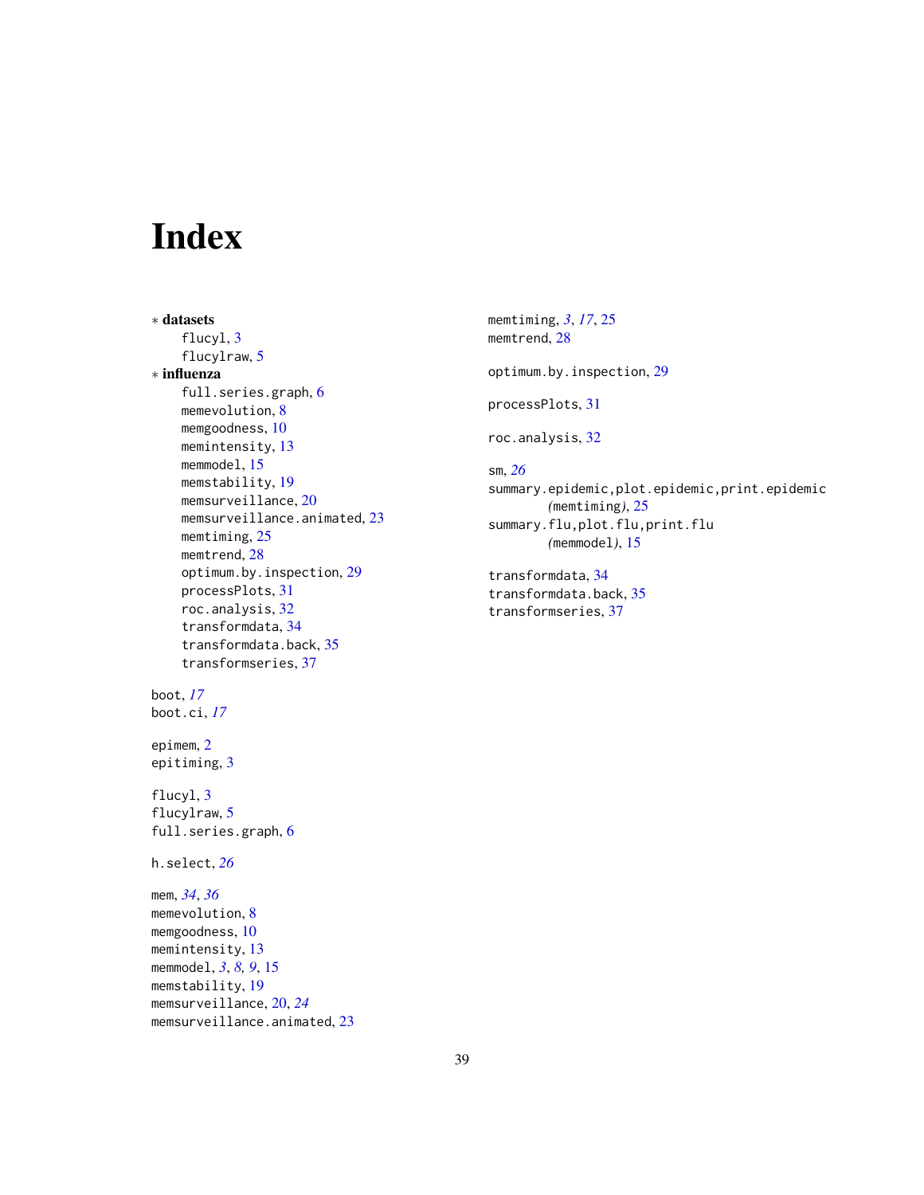# Index

* **datasets**
  - flucyl, 3
  - flucylraw, 5
* **influenza**
  - full.series.graph, 6
  - memevolution, 8
  - memgoodness, 10
  - memintensity, 13
  - memmodel, 15
  - memstability, 19
  - memsurveillance, 20
  - memsurveillance.animated, 23
  - memtiming, 25
  - memtrend, 28
  - optimum.by.inspection, 29
  - processPlots, 31
  - roc.analysis, 32
  - transformdata, 34
  - transformdata.back, 35
  - transformseries, 37

boot, *17*
boot.ci, *17*

epimem, 2
epitiming, 3

flucyl, 3
flucylraw, 5
full.series.graph, 6

h.select, *26*

mem, *34*, *36*
memevolution, 8
memgoodness, 10
memintensity, 13
memmodel, *3*, *8*, *9*, 15
memstability, 19
memsurveillance, 20, *24*
memsurveillance.animated, 23
memtiming, *3*, *17*, 25
memtrend, 28

optimum.by.inspection, 29

processPlots, 31

roc.analysis, 32

sm, *26*
summary.epidemic,plot.epidemic,print.epidemic
    *(*memtiming*)*, 25
summary.flu,plot.flu,print.flu
    *(*memmodel*)*, 15

transformdata, 34
transformdata.back, 35
transformseries, 37